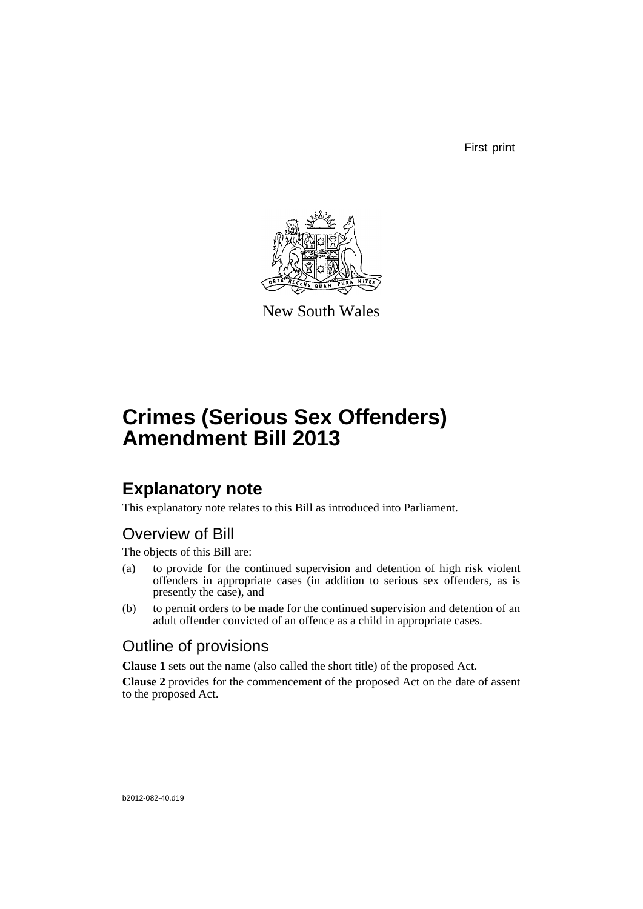First print

New South Wales

# Crimes (Serious Sex Offenders) Amendment Bill 2013

## Explanatory note

This explanatory note relates to this Bill as introduced into Parliament.

### Overview of Bill

The objects of this Bill are:

(a) to provide for the continued supervision and detention of high risk violent offenders in appropriate cases (in addition to serious sex offenders, as is presently the case), and

(b) to permit orders to be made for the continued supervision and detention of an adult offender convicted of an offence as a child in appropriate cases.

### Outline of provisions

**Clause 1** sets out the name (also called the short title) of the proposed Act.

**Clause 2** provides for the commencement of the proposed Act on the date of assent to the proposed Act.

b2012-082-40.d19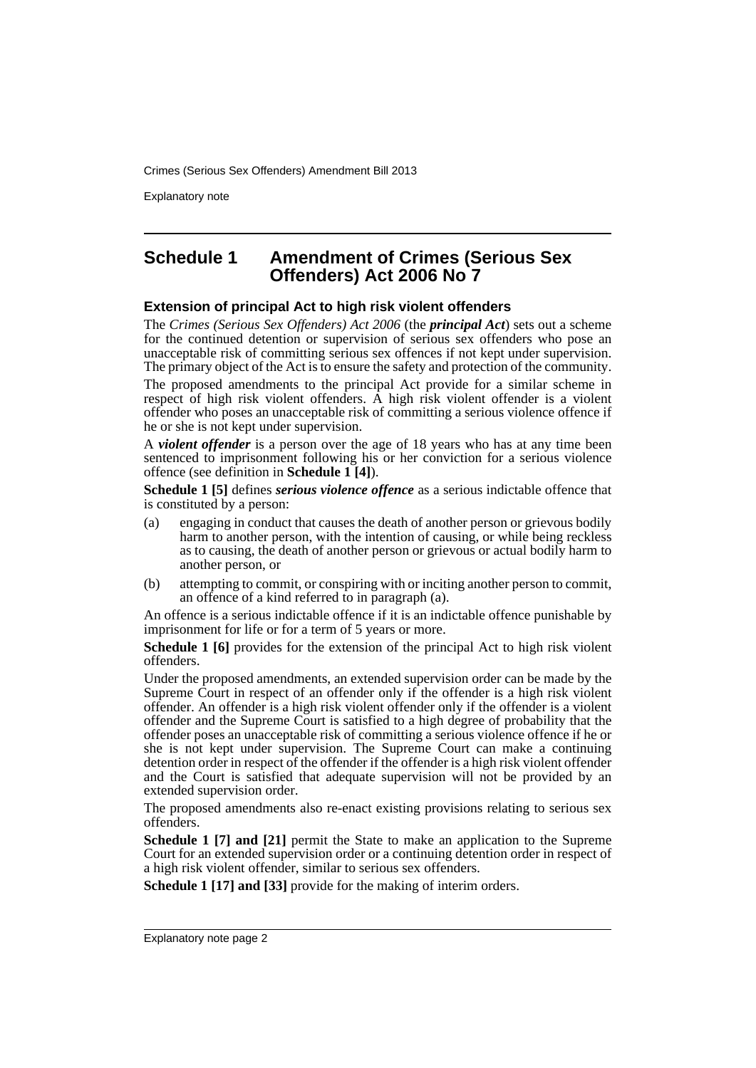## Schedule 1 Amendment of Crimes (Serious Sex Offenders) Act 2006 No 7

### Extension of principal Act to high risk violent offenders

The *Crimes (Serious Sex Offenders) Act 2006* (the ***principal Act***) sets out a scheme for the continued detention or supervision of serious sex offenders who pose an unacceptable risk of committing serious sex offences if not kept under supervision. The primary object of the Act is to ensure the safety and protection of the community.

The proposed amendments to the principal Act provide for a similar scheme in respect of high risk violent offenders. A high risk violent offender is a violent offender who poses an unacceptable risk of committing a serious violence offence if he or she is not kept under supervision.

A ***violent offender*** is a person over the age of 18 years who has at any time been sentenced to imprisonment following his or her conviction for a serious violence offence (see definition in **Schedule 1 [4]**).

**Schedule 1 [5]** defines ***serious violence offence*** as a serious indictable offence that is constituted by a person:

(a) engaging in conduct that causes the death of another person or grievous bodily harm to another person, with the intention of causing, or while being reckless as to causing, the death of another person or grievous or actual bodily harm to another person, or

(b) attempting to commit, or conspiring with or inciting another person to commit, an offence of a kind referred to in paragraph (a).

An offence is a serious indictable offence if it is an indictable offence punishable by imprisonment for life or for a term of 5 years or more.

**Schedule 1 [6]** provides for the extension of the principal Act to high risk violent offenders.

Under the proposed amendments, an extended supervision order can be made by the Supreme Court in respect of an offender only if the offender is a high risk violent offender. An offender is a high risk violent offender only if the offender is a violent offender and the Supreme Court is satisfied to a high degree of probability that the offender poses an unacceptable risk of committing a serious violence offence if he or she is not kept under supervision. The Supreme Court can make a continuing detention order in respect of the offender if the offender is a high risk violent offender and the Court is satisfied that adequate supervision will not be provided by an extended supervision order.

The proposed amendments also re-enact existing provisions relating to serious sex offenders.

**Schedule 1 [7] and [21]** permit the State to make an application to the Supreme Court for an extended supervision order or a continuing detention order in respect of a high risk violent offender, similar to serious sex offenders.

**Schedule 1 [17] and [33]** provide for the making of interim orders.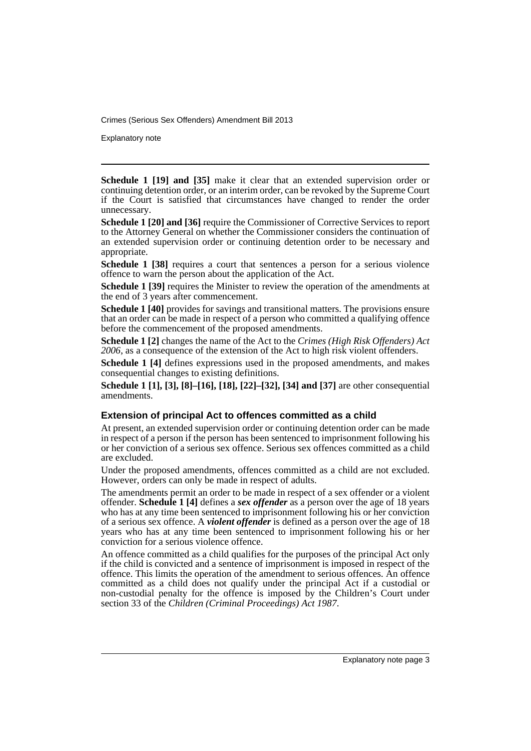**Schedule 1 [19] and [35]** make it clear that an extended supervision order or continuing detention order, or an interim order, can be revoked by the Supreme Court if the Court is satisfied that circumstances have changed to render the order unnecessary.

**Schedule 1 [20] and [36]** require the Commissioner of Corrective Services to report to the Attorney General on whether the Commissioner considers the continuation of an extended supervision order or continuing detention order to be necessary and appropriate.

**Schedule 1 [38]** requires a court that sentences a person for a serious violence offence to warn the person about the application of the Act.

**Schedule 1 [39]** requires the Minister to review the operation of the amendments at the end of 3 years after commencement.

**Schedule 1 [40]** provides for savings and transitional matters. The provisions ensure that an order can be made in respect of a person who committed a qualifying offence before the commencement of the proposed amendments.

**Schedule 1 [2]** changes the name of the Act to the *Crimes (High Risk Offenders) Act 2006*, as a consequence of the extension of the Act to high risk violent offenders.

**Schedule 1 [4]** defines expressions used in the proposed amendments, and makes consequential changes to existing definitions.

**Schedule 1 [1], [3], [8]–[16], [18], [22]–[32], [34] and [37]** are other consequential amendments.

### Extension of principal Act to offences committed as a child

At present, an extended supervision order or continuing detention order can be made in respect of a person if the person has been sentenced to imprisonment following his or her conviction of a serious sex offence. Serious sex offences committed as a child are excluded.

Under the proposed amendments, offences committed as a child are not excluded. However, orders can only be made in respect of adults.

The amendments permit an order to be made in respect of a sex offender or a violent offender. **Schedule 1 [4]** defines a ***sex offender*** as a person over the age of 18 years who has at any time been sentenced to imprisonment following his or her conviction of a serious sex offence. A ***violent offender*** is defined as a person over the age of 18 years who has at any time been sentenced to imprisonment following his or her conviction for a serious violence offence.

An offence committed as a child qualifies for the purposes of the principal Act only if the child is convicted and a sentence of imprisonment is imposed in respect of the offence. This limits the operation of the amendment to serious offences. An offence committed as a child does not qualify under the principal Act if a custodial or non-custodial penalty for the offence is imposed by the Children's Court under section 33 of the *Children (Criminal Proceedings) Act 1987*.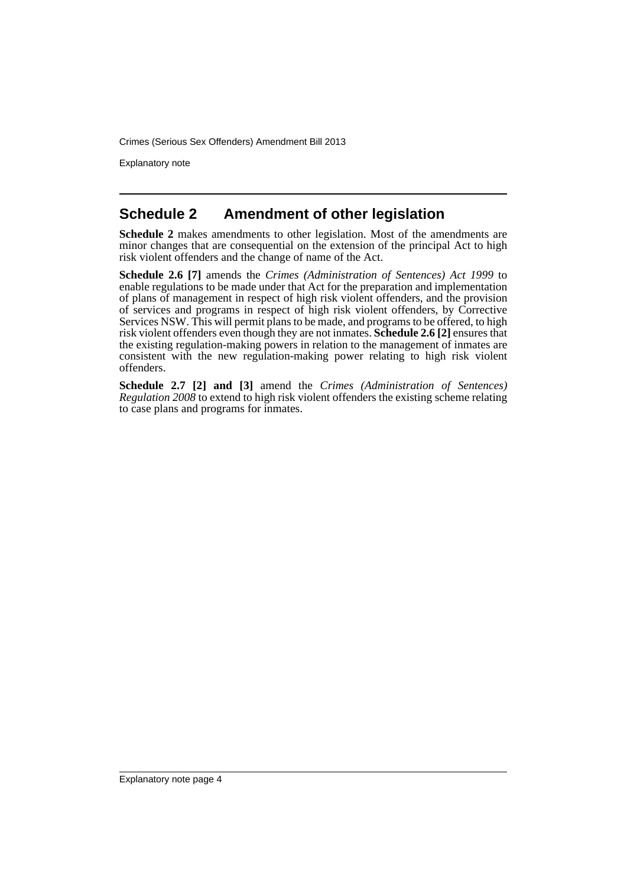## Schedule 2 Amendment of other legislation

**Schedule 2** makes amendments to other legislation. Most of the amendments are minor changes that are consequential on the extension of the principal Act to high risk violent offenders and the change of name of the Act.

**Schedule 2.6 [7]** amends the *Crimes (Administration of Sentences) Act 1999* to enable regulations to be made under that Act for the preparation and implementation of plans of management in respect of high risk violent offenders, and the provision of services and programs in respect of high risk violent offenders, by Corrective Services NSW. This will permit plans to be made, and programs to be offered, to high risk violent offenders even though they are not inmates. **Schedule 2.6 [2]** ensures that the existing regulation-making powers in relation to the management of inmates are consistent with the new regulation-making power relating to high risk violent offenders.

**Schedule 2.7 [2] and [3]** amend the *Crimes (Administration of Sentences) Regulation 2008* to extend to high risk violent offenders the existing scheme relating to case plans and programs for inmates.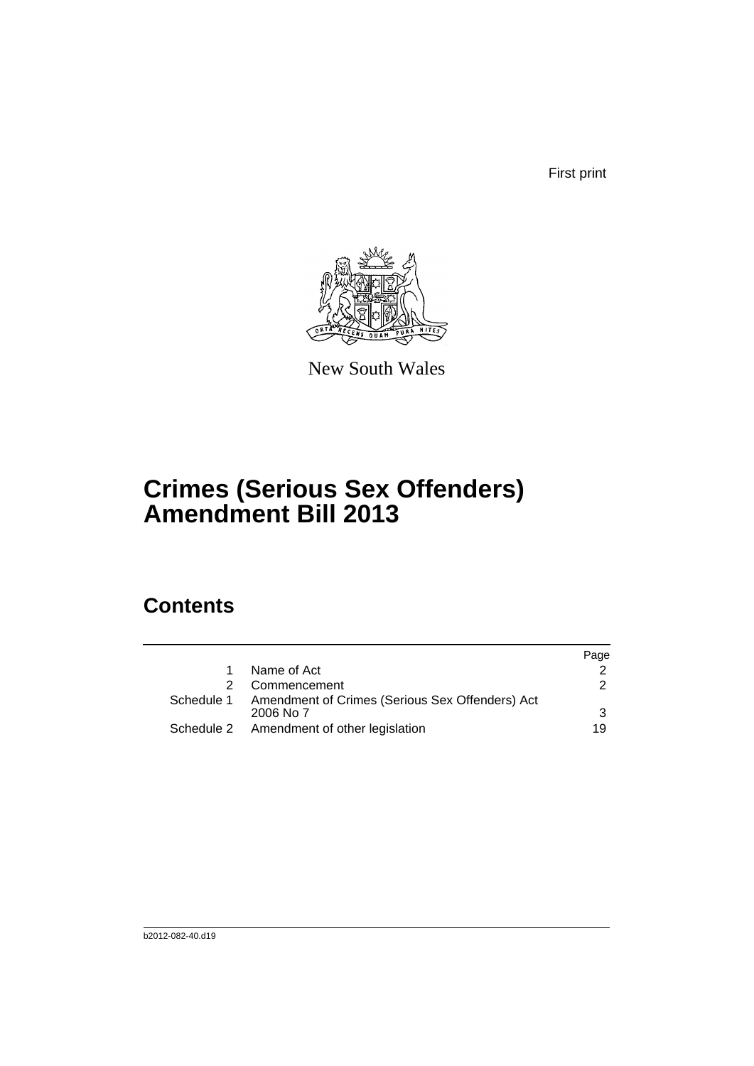First print

New South Wales

# Crimes (Serious Sex Offenders) Amendment Bill 2013

## Contents

| | | Page |
|---|---|---|
| 1 | Name of Act | 2 |
| 2 | Commencement | 2 |
| Schedule 1 | Amendment of Crimes (Serious Sex Offenders) Act 2006 No 7 | 3 |
| Schedule 2 | Amendment of other legislation | 19 |

b2012-082-40.d19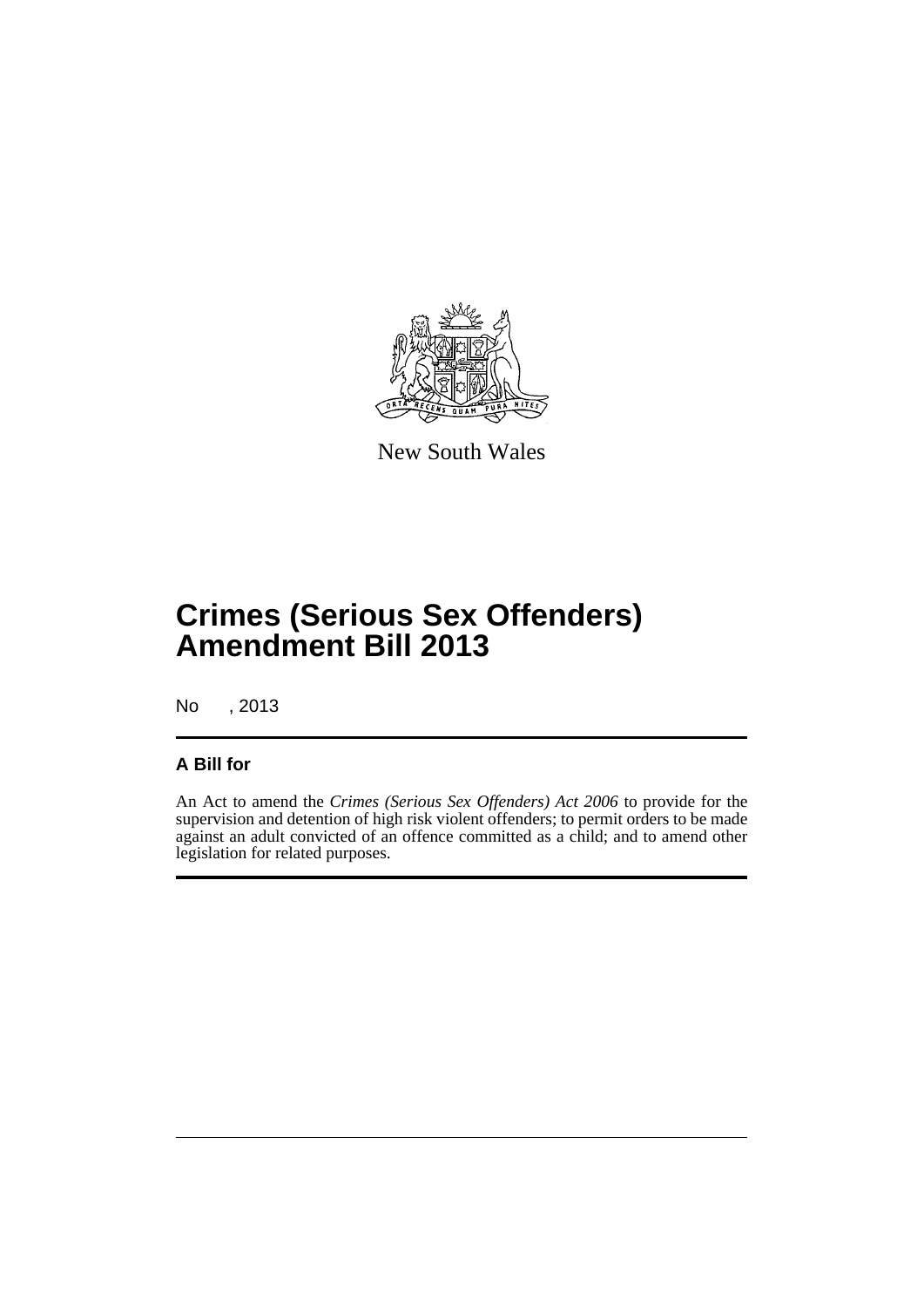New South Wales

# Crimes (Serious Sex Offenders) Amendment Bill 2013

No , 2013

### A Bill for

An Act to amend the *Crimes (Serious Sex Offenders) Act 2006* to provide for the supervision and detention of high risk violent offenders; to permit orders to be made against an adult convicted of an offence committed as a child; and to amend other legislation for related purposes.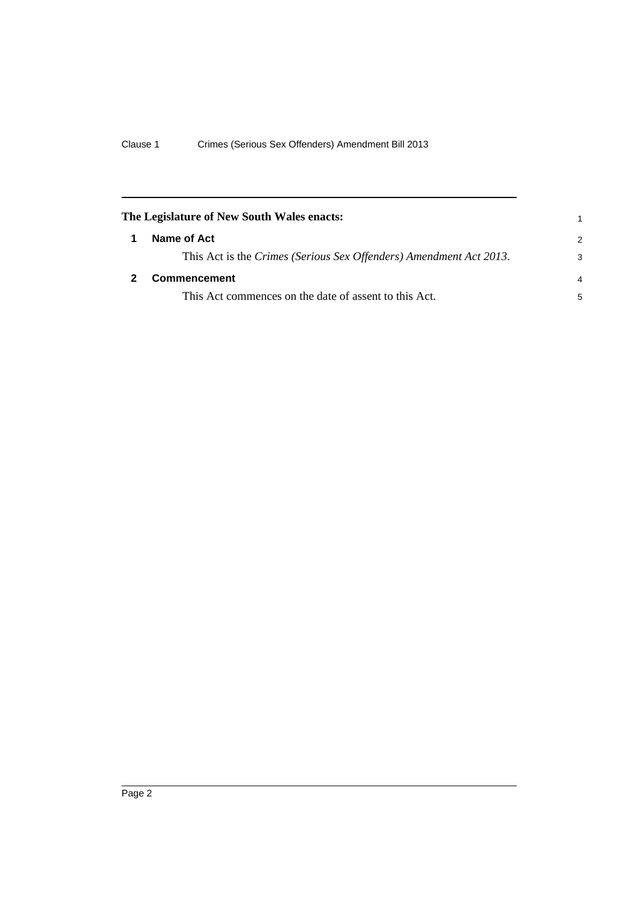**The Legislature of New South Wales enacts:**

## 1 Name of Act

This Act is the *Crimes (Serious Sex Offenders) Amendment Act 2013*.

## 2 Commencement

This Act commences on the date of assent to this Act.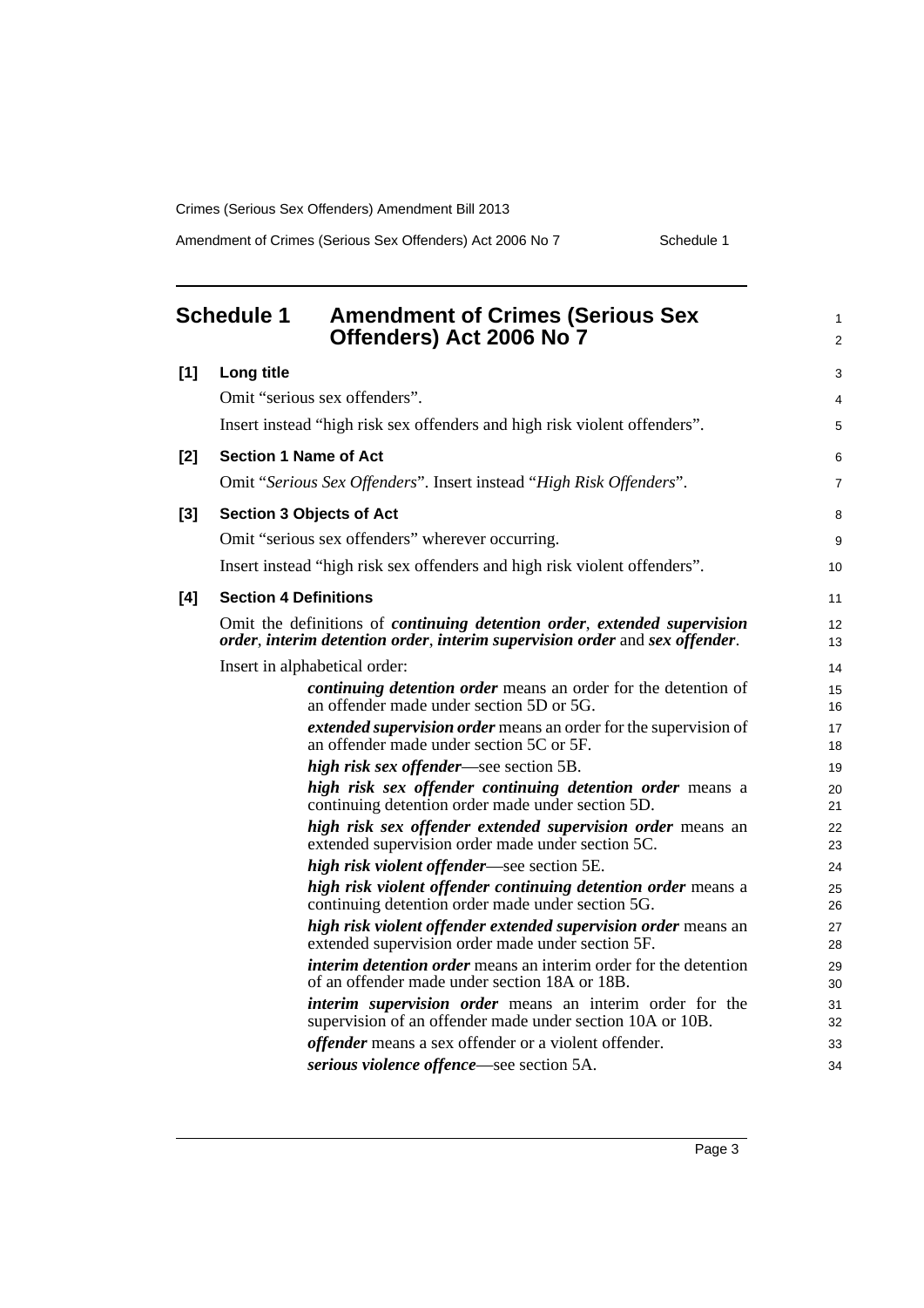## Schedule 1 Amendment of Crimes (Serious Sex Offenders) Act 2006 No 7

**[1] Long title**

Omit "serious sex offenders".

Insert instead "high risk sex offenders and high risk violent offenders".

**[2] Section 1 Name of Act**

Omit "*Serious Sex Offenders*". Insert instead "*High Risk Offenders*".

**[3] Section 3 Objects of Act**

Omit "serious sex offenders" wherever occurring.

Insert instead "high risk sex offenders and high risk violent offenders".

**[4] Section 4 Definitions**

Omit the definitions of ***continuing detention order***, ***extended supervision order***, ***interim detention order***, ***interim supervision order*** and ***sex offender***.

Insert in alphabetical order:

> ***continuing detention order*** means an order for the detention of an offender made under section 5D or 5G.
>
> ***extended supervision order*** means an order for the supervision of an offender made under section 5C or 5F.
>
> ***high risk sex offender***—see section 5B.
>
> ***high risk sex offender continuing detention order*** means a continuing detention order made under section 5D.
>
> ***high risk sex offender extended supervision order*** means an extended supervision order made under section 5C.
>
> ***high risk violent offender***—see section 5E.
>
> ***high risk violent offender continuing detention order*** means a continuing detention order made under section 5G.
>
> ***high risk violent offender extended supervision order*** means an extended supervision order made under section 5F.
>
> ***interim detention order*** means an interim order for the detention of an offender made under section 18A or 18B.
>
> ***interim supervision order*** means an interim order for the supervision of an offender made under section 10A or 10B.
>
> ***offender*** means a sex offender or a violent offender.
>
> ***serious violence offence***—see section 5A.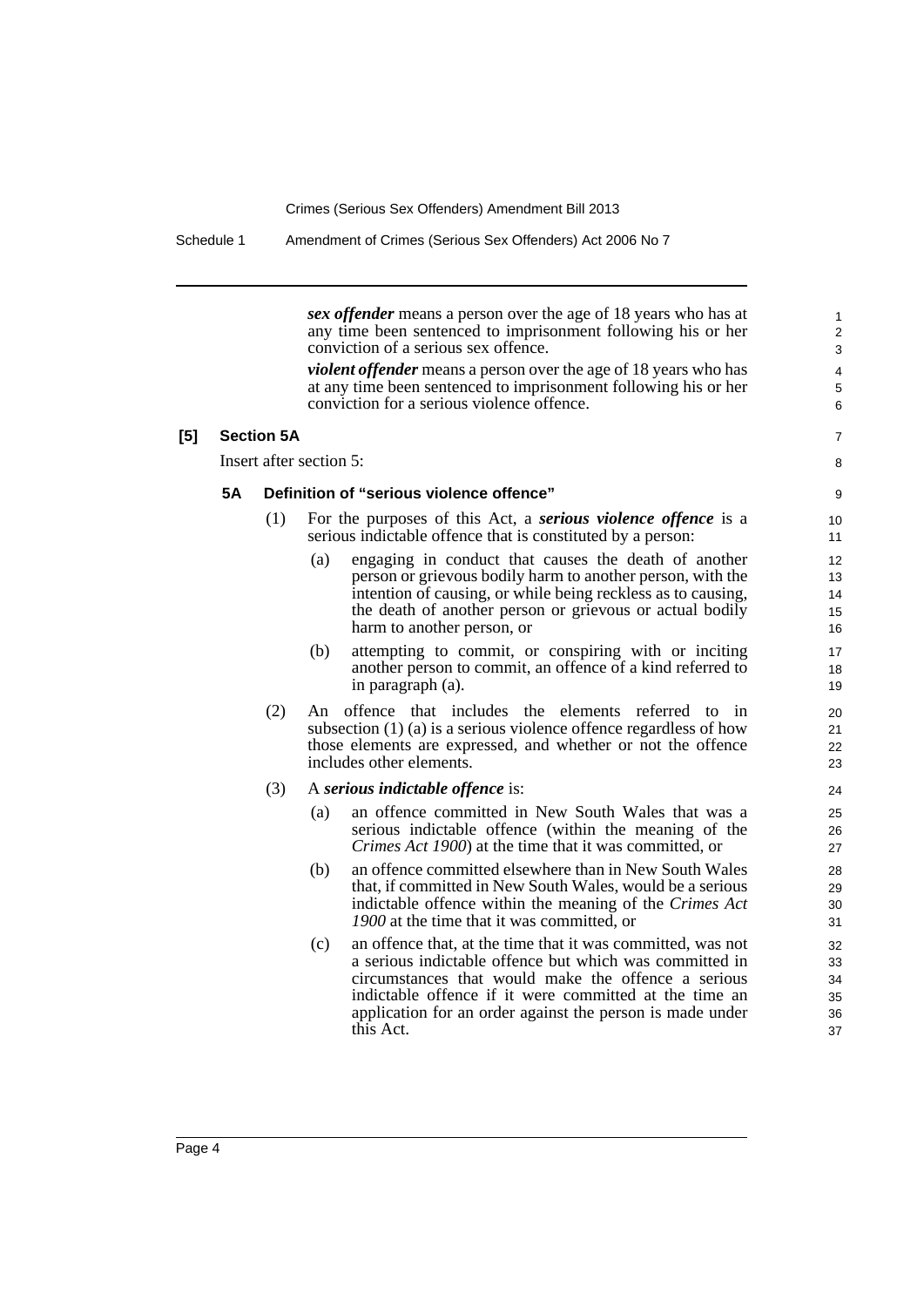***sex offender*** means a person over the age of 18 years who has at any time been sentenced to imprisonment following his or her conviction of a serious sex offence.

***violent offender*** means a person over the age of 18 years who has at any time been sentenced to imprisonment following his or her conviction for a serious violence offence.

**[5] Section 5A**

Insert after section 5:

**5A Definition of "serious violence offence"**

(1) For the purposes of this Act, a ***serious violence offence*** is a serious indictable offence that is constituted by a person:

(a) engaging in conduct that causes the death of another person or grievous bodily harm to another person, with the intention of causing, or while being reckless as to causing, the death of another person or grievous or actual bodily harm to another person, or

(b) attempting to commit, or conspiring with or inciting another person to commit, an offence of a kind referred to in paragraph (a).

(2) An offence that includes the elements referred to in subsection (1) (a) is a serious violence offence regardless of how those elements are expressed, and whether or not the offence includes other elements.

(3) A ***serious indictable offence*** is:

(a) an offence committed in New South Wales that was a serious indictable offence (within the meaning of the *Crimes Act 1900*) at the time that it was committed, or

(b) an offence committed elsewhere than in New South Wales that, if committed in New South Wales, would be a serious indictable offence within the meaning of the *Crimes Act 1900* at the time that it was committed, or

(c) an offence that, at the time that it was committed, was not a serious indictable offence but which was committed in circumstances that would make the offence a serious indictable offence if it were committed at the time an application for an order against the person is made under this Act.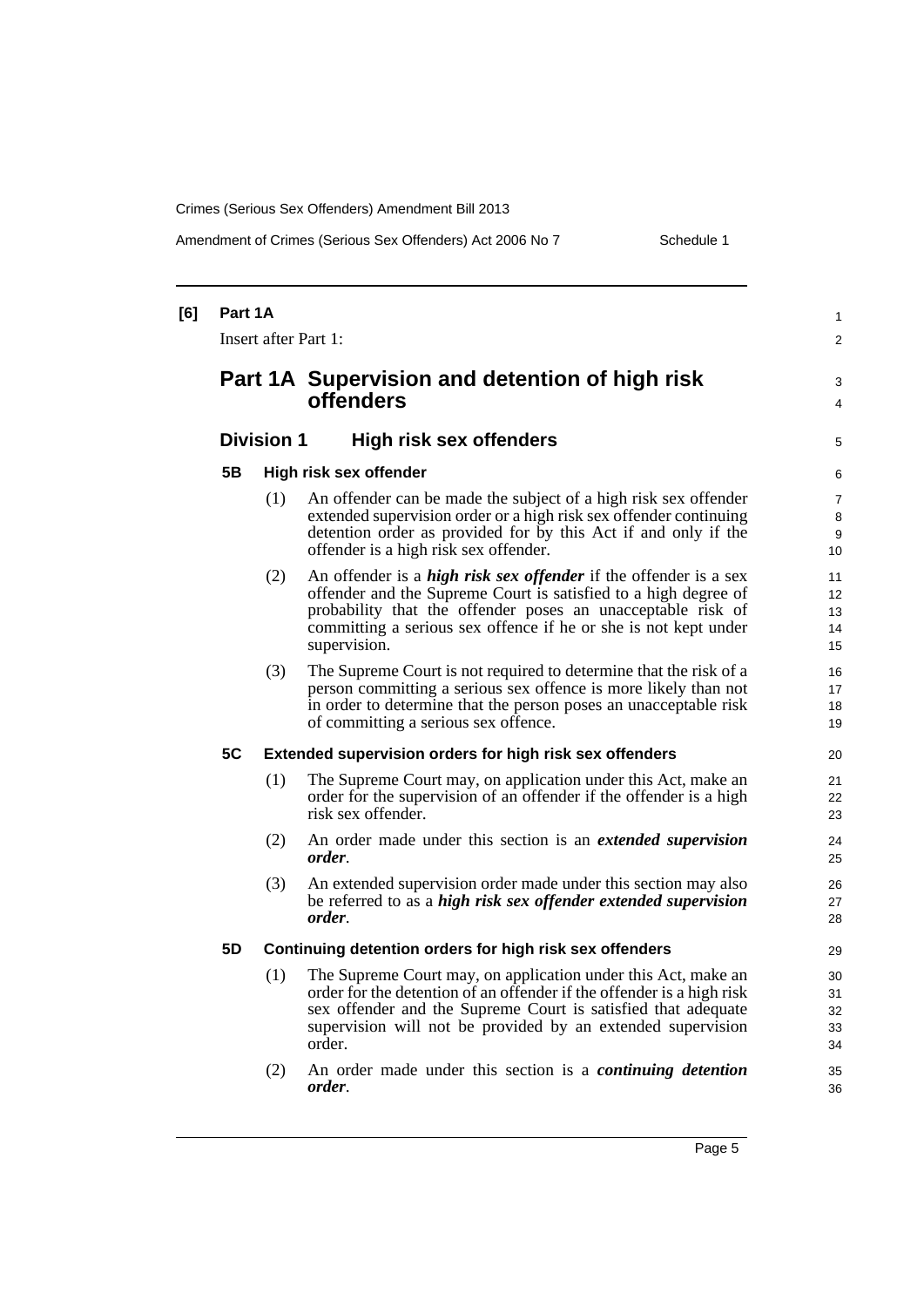**[6] Part 1A**

Insert after Part 1:

# Part 1A Supervision and detention of high risk offenders

## Division 1 High risk sex offenders

### 5B High risk sex offender

(1) An offender can be made the subject of a high risk sex offender extended supervision order or a high risk sex offender continuing detention order as provided for by this Act if and only if the offender is a high risk sex offender.

(2) An offender is a ***high risk sex offender*** if the offender is a sex offender and the Supreme Court is satisfied to a high degree of probability that the offender poses an unacceptable risk of committing a serious sex offence if he or she is not kept under supervision.

(3) The Supreme Court is not required to determine that the risk of a person committing a serious sex offence is more likely than not in order to determine that the person poses an unacceptable risk of committing a serious sex offence.

### 5C Extended supervision orders for high risk sex offenders

(1) The Supreme Court may, on application under this Act, make an order for the supervision of an offender if the offender is a high risk sex offender.

(2) An order made under this section is an ***extended supervision order***.

(3) An extended supervision order made under this section may also be referred to as a ***high risk sex offender extended supervision order***.

### 5D Continuing detention orders for high risk sex offenders

(1) The Supreme Court may, on application under this Act, make an order for the detention of an offender if the offender is a high risk sex offender and the Supreme Court is satisfied that adequate supervision will not be provided by an extended supervision order.

(2) An order made under this section is a ***continuing detention order***.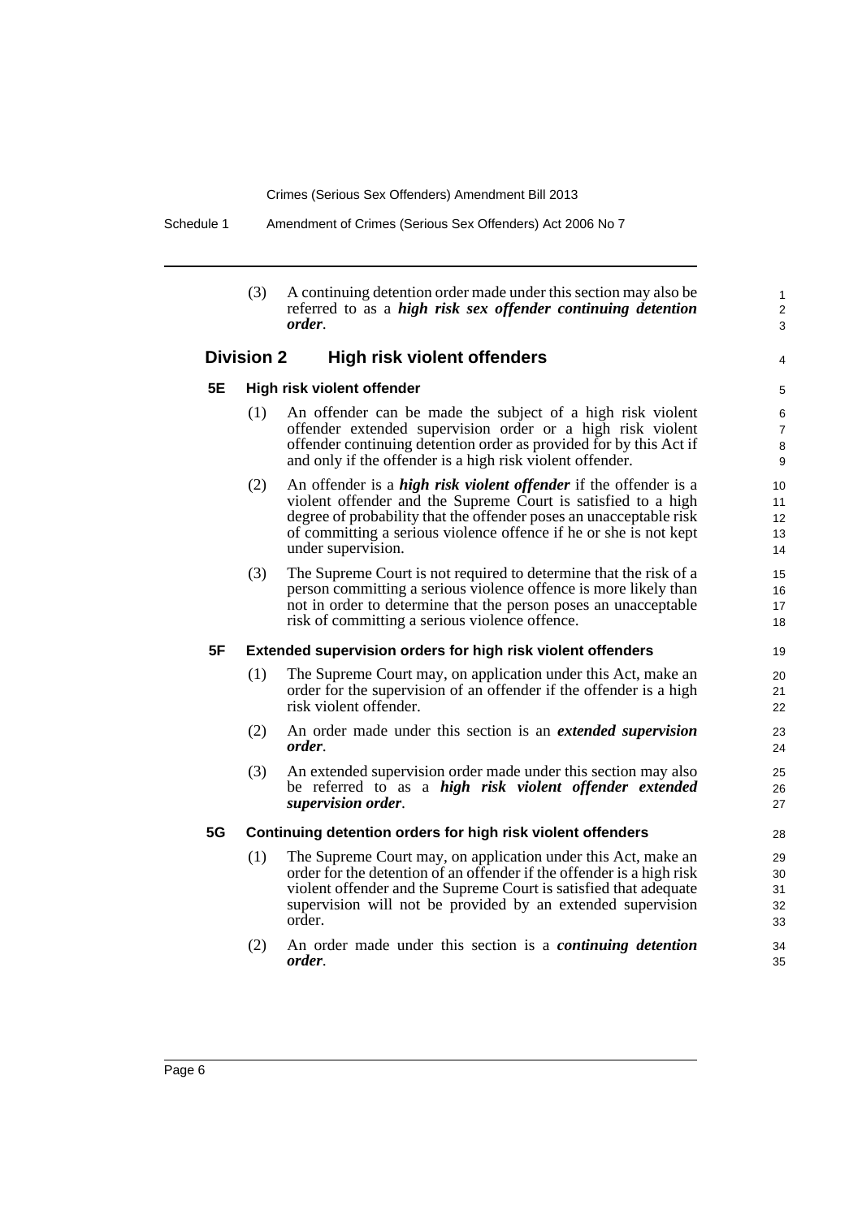(3) A continuing detention order made under this section may also be referred to as a ***high risk sex offender continuing detention order***.

## Division 2 High risk violent offenders

### 5E High risk violent offender

(1) An offender can be made the subject of a high risk violent offender extended supervision order or a high risk violent offender continuing detention order as provided for by this Act if and only if the offender is a high risk violent offender.

(2) An offender is a ***high risk violent offender*** if the offender is a violent offender and the Supreme Court is satisfied to a high degree of probability that the offender poses an unacceptable risk of committing a serious violence offence if he or she is not kept under supervision.

(3) The Supreme Court is not required to determine that the risk of a person committing a serious violence offence is more likely than not in order to determine that the person poses an unacceptable risk of committing a serious violence offence.

### 5F Extended supervision orders for high risk violent offenders

(1) The Supreme Court may, on application under this Act, make an order for the supervision of an offender if the offender is a high risk violent offender.

(2) An order made under this section is an ***extended supervision order***.

(3) An extended supervision order made under this section may also be referred to as a ***high risk violent offender extended supervision order***.

### 5G Continuing detention orders for high risk violent offenders

(1) The Supreme Court may, on application under this Act, make an order for the detention of an offender if the offender is a high risk violent offender and the Supreme Court is satisfied that adequate supervision will not be provided by an extended supervision order.

(2) An order made under this section is a ***continuing detention order***.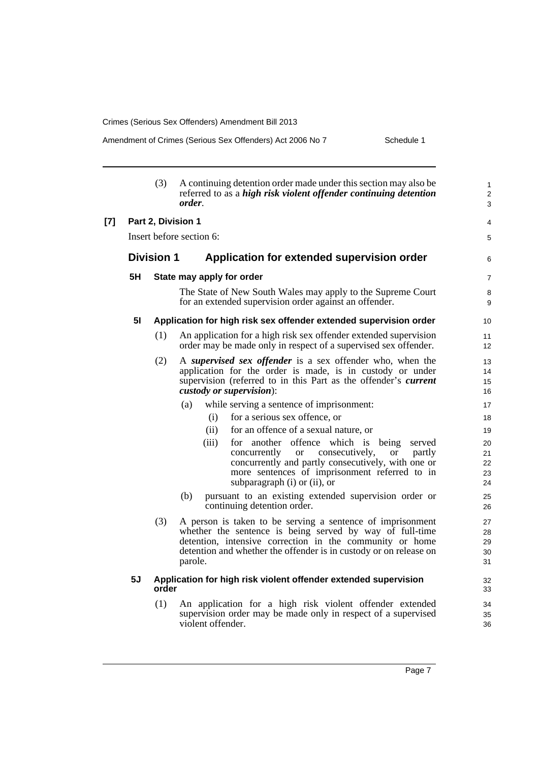(3) A continuing detention order made under this section may also be referred to as a ***high risk violent offender continuing detention order***.

**[7] Part 2, Division 1**

Insert before section 6:

## Division 1 Application for extended supervision order

### 5H State may apply for order

The State of New South Wales may apply to the Supreme Court for an extended supervision order against an offender.

### 5I Application for high risk sex offender extended supervision order

(1) An application for a high risk sex offender extended supervision order may be made only in respect of a supervised sex offender.

(2) A ***supervised sex offender*** is a sex offender who, when the application for the order is made, is in custody or under supervision (referred to in this Part as the offender's ***current custody or supervision***):

- (a) while serving a sentence of imprisonment:
  - (i) for a serious sex offence, or
  - (ii) for an offence of a sexual nature, or
  - (iii) for another offence which is being served concurrently or consecutively, or partly concurrently and partly consecutively, with one or more sentences of imprisonment referred to in subparagraph (i) or (ii), or
- (b) pursuant to an existing extended supervision order or continuing detention order.

(3) A person is taken to be serving a sentence of imprisonment whether the sentence is being served by way of full-time detention, intensive correction in the community or home detention and whether the offender is in custody or on release on parole.

### 5J Application for high risk violent offender extended supervision order

(1) An application for a high risk violent offender extended supervision order may be made only in respect of a supervised violent offender.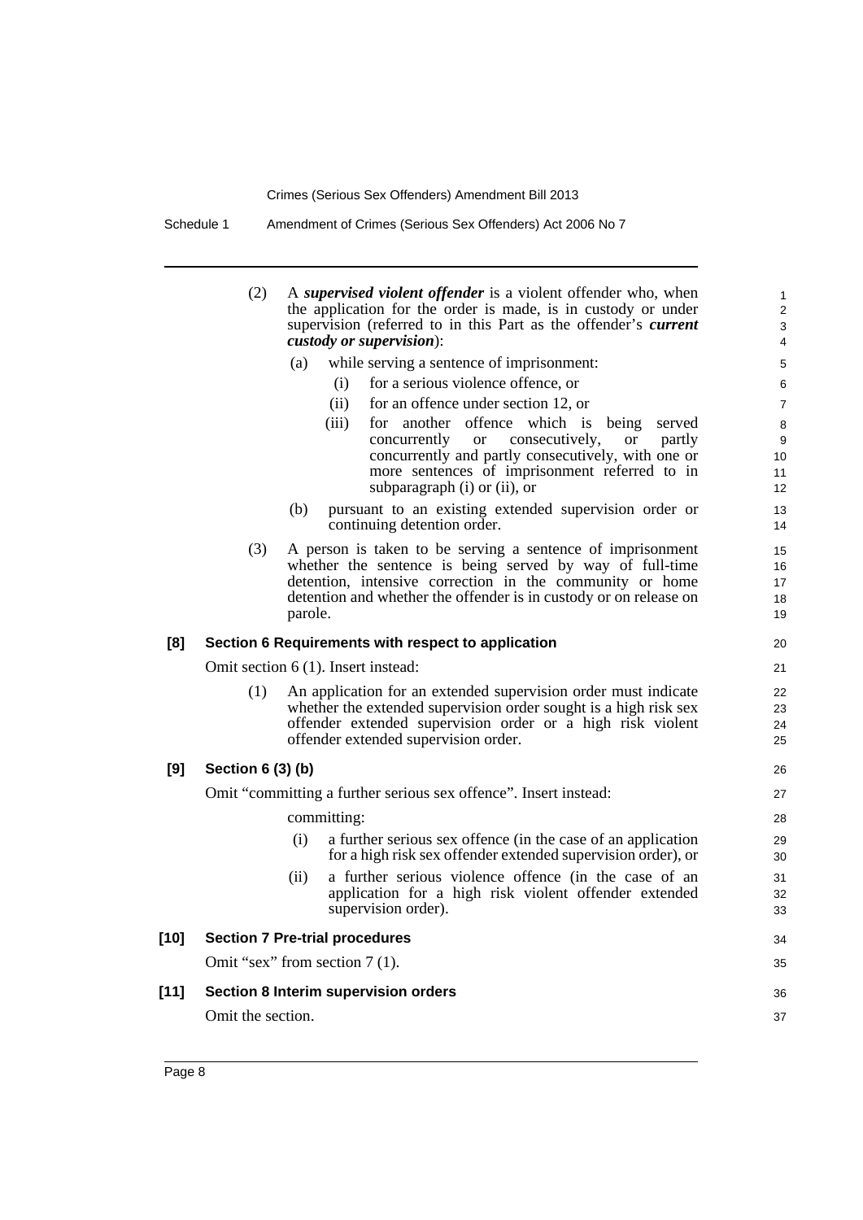(2) A ***supervised violent offender*** is a violent offender who, when the application for the order is made, is in custody or under supervision (referred to in this Part as the offender's ***current custody or supervision***):

(a) while serving a sentence of imprisonment:

(i) for a serious violence offence, or

(ii) for an offence under section 12, or

(iii) for another offence which is being served concurrently or consecutively, or partly concurrently and partly consecutively, with one or more sentences of imprisonment referred to in subparagraph (i) or (ii), or

(b) pursuant to an existing extended supervision order or continuing detention order.

(3) A person is taken to be serving a sentence of imprisonment whether the sentence is being served by way of full-time detention, intensive correction in the community or home detention and whether the offender is in custody or on release on parole.

**[8] Section 6 Requirements with respect to application**

Omit section 6 (1). Insert instead:

(1) An application for an extended supervision order must indicate whether the extended supervision order sought is a high risk sex offender extended supervision order or a high risk violent offender extended supervision order.

**[9] Section 6 (3) (b)**

Omit "committing a further serious sex offence". Insert instead:

committing:

(i) a further serious sex offence (in the case of an application for a high risk sex offender extended supervision order), or

(ii) a further serious violence offence (in the case of an application for a high risk violent offender extended supervision order).

**[10] Section 7 Pre-trial procedures**

Omit "sex" from section 7 (1).

**[11] Section 8 Interim supervision orders**

Omit the section.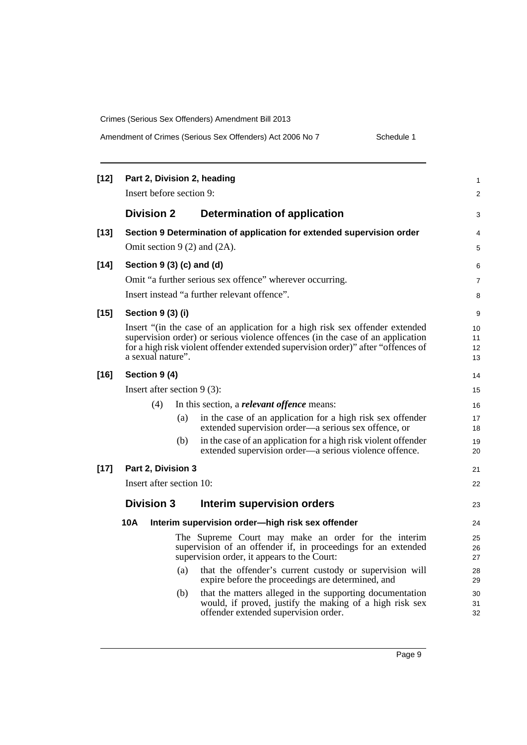**[12] Part 2, Division 2, heading**

Insert before section 9:

## Division 2 Determination of application

**[13] Section 9 Determination of application for extended supervision order**

Omit section 9 (2) and (2A).

**[14] Section 9 (3) (c) and (d)**

Omit "a further serious sex offence" wherever occurring.

Insert instead "a further relevant offence".

**[15] Section 9 (3) (i)**

Insert "(in the case of an application for a high risk sex offender extended supervision order) or serious violence offences (in the case of an application for a high risk violent offender extended supervision order)" after "offences of a sexual nature".

**[16] Section 9 (4)**

Insert after section 9 (3):

(4) In this section, a ***relevant offence*** means:

(a) in the case of an application for a high risk sex offender extended supervision order—a serious sex offence, or

(b) in the case of an application for a high risk violent offender extended supervision order—a serious violence offence.

**[17] Part 2, Division 3**

Insert after section 10:

## Division 3 Interim supervision orders

### 10A Interim supervision order—high risk sex offender

The Supreme Court may make an order for the interim supervision of an offender if, in proceedings for an extended supervision order, it appears to the Court:

(a) that the offender's current custody or supervision will expire before the proceedings are determined, and

(b) that the matters alleged in the supporting documentation would, if proved, justify the making of a high risk sex offender extended supervision order.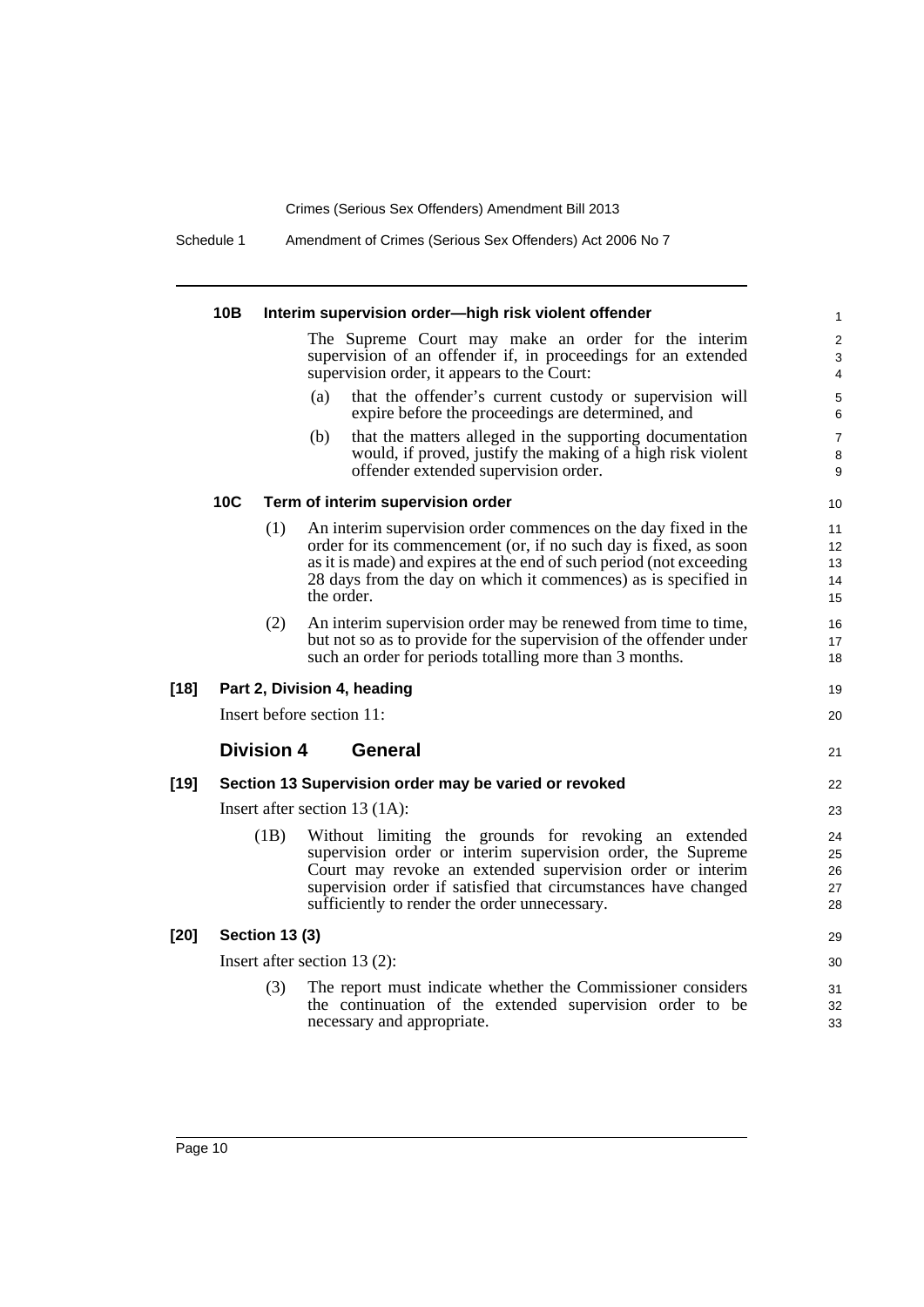#### 10B Interim supervision order—high risk violent offender

The Supreme Court may make an order for the interim supervision of an offender if, in proceedings for an extended supervision order, it appears to the Court:

(a) that the offender's current custody or supervision will expire before the proceedings are determined, and

(b) that the matters alleged in the supporting documentation would, if proved, justify the making of a high risk violent offender extended supervision order.

#### 10C Term of interim supervision order

(1) An interim supervision order commences on the day fixed in the order for its commencement (or, if no such day is fixed, as soon as it is made) and expires at the end of such period (not exceeding 28 days from the day on which it commences) as is specified in the order.

(2) An interim supervision order may be renewed from time to time, but not so as to provide for the supervision of the offender under such an order for periods totalling more than 3 months.

### [18] Part 2, Division 4, heading

Insert before section 11:

## Division 4 General

### [19] Section 13 Supervision order may be varied or revoked

Insert after section 13 (1A):

(1B) Without limiting the grounds for revoking an extended supervision order or interim supervision order, the Supreme Court may revoke an extended supervision order or interim supervision order if satisfied that circumstances have changed sufficiently to render the order unnecessary.

### [20] Section 13 (3)

Insert after section 13 (2):

(3) The report must indicate whether the Commissioner considers the continuation of the extended supervision order to be necessary and appropriate.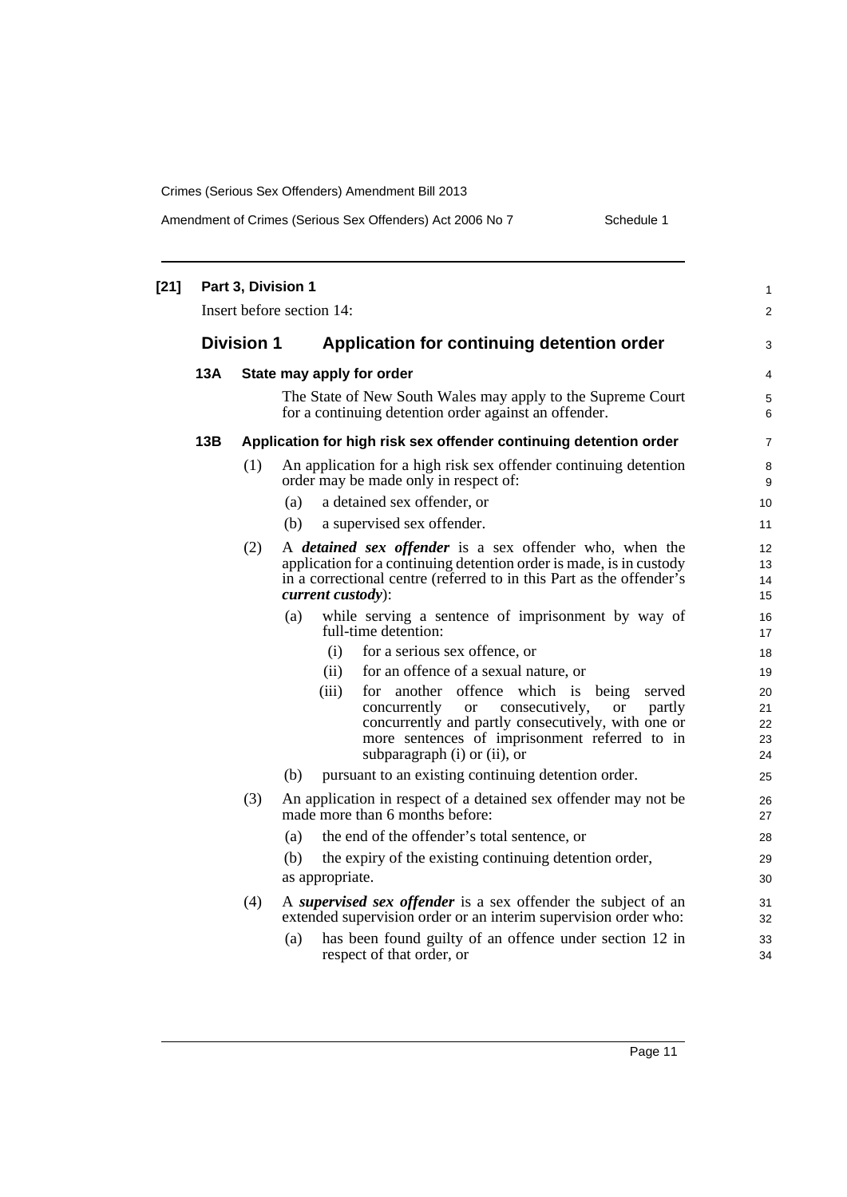**[21] Part 3, Division 1**

Insert before section 14:

## Division 1 Application for continuing detention order

### 13A State may apply for order

The State of New South Wales may apply to the Supreme Court for a continuing detention order against an offender.

### 13B Application for high risk sex offender continuing detention order

(1) An application for a high risk sex offender continuing detention order may be made only in respect of:

- (a) a detained sex offender, or
- (b) a supervised sex offender.

(2) A ***detained sex offender*** is a sex offender who, when the application for a continuing detention order is made, is in custody in a correctional centre (referred to in this Part as the offender's ***current custody***):

- (a) while serving a sentence of imprisonment by way of full-time detention:
  - (i) for a serious sex offence, or
  - (ii) for an offence of a sexual nature, or
  - (iii) for another offence which is being served concurrently or consecutively, or partly concurrently and partly consecutively, with one or more sentences of imprisonment referred to in subparagraph (i) or (ii), or
- (b) pursuant to an existing continuing detention order.

(3) An application in respect of a detained sex offender may not be made more than 6 months before:

- (a) the end of the offender's total sentence, or
- (b) the expiry of the existing continuing detention order,

as appropriate.

(4) A ***supervised sex offender*** is a sex offender the subject of an extended supervision order or an interim supervision order who:

- (a) has been found guilty of an offence under section 12 in respect of that order, or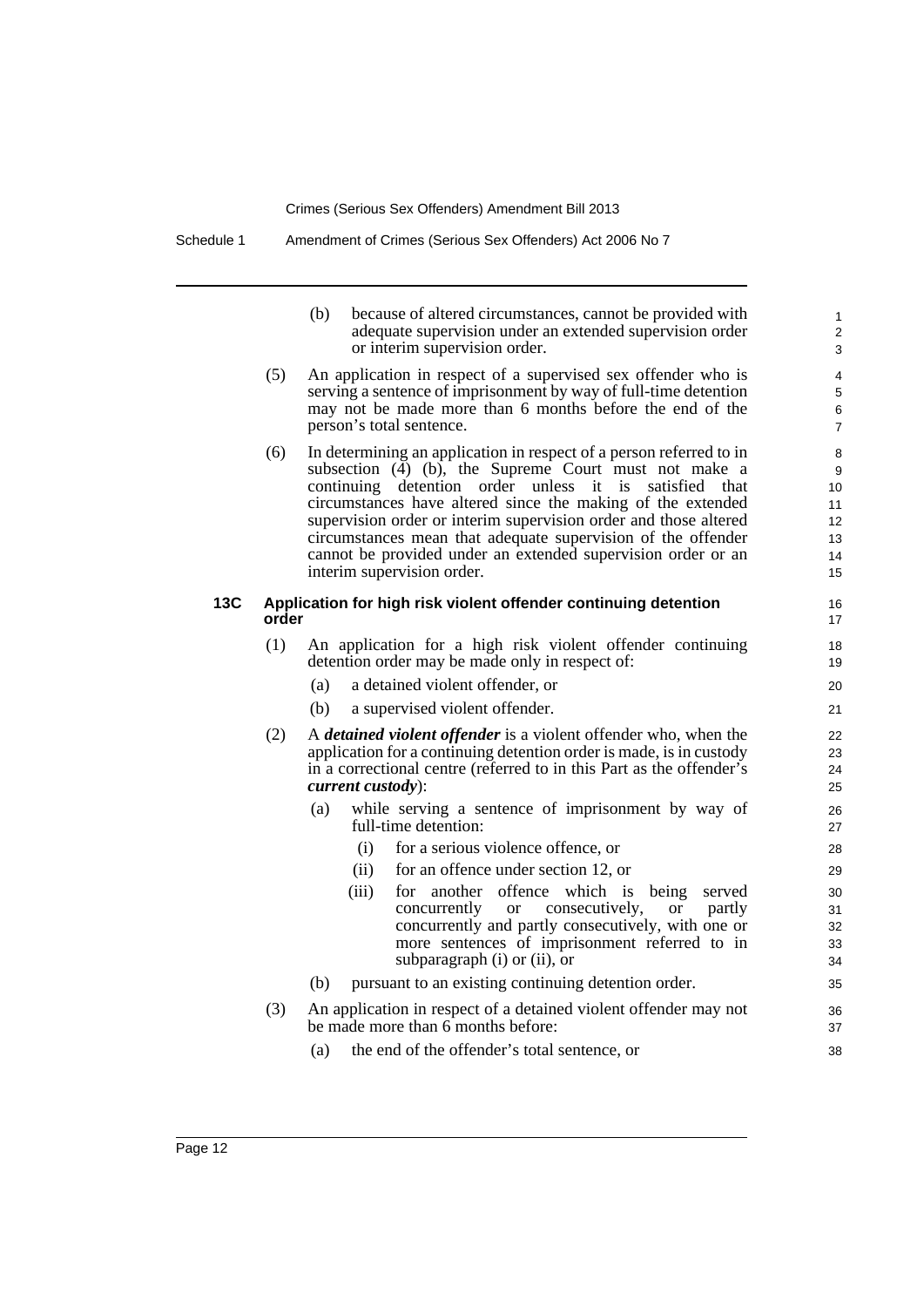(b) because of altered circumstances, cannot be provided with adequate supervision under an extended supervision order or interim supervision order.

(5) An application in respect of a supervised sex offender who is serving a sentence of imprisonment by way of full-time detention may not be made more than 6 months before the end of the person's total sentence.

(6) In determining an application in respect of a person referred to in subsection (4) (b), the Supreme Court must not make a continuing detention order unless it is satisfied that circumstances have altered since the making of the extended supervision order or interim supervision order and those altered circumstances mean that adequate supervision of the offender cannot be provided under an extended supervision order or an interim supervision order.

### 13C Application for high risk violent offender continuing detention order

(1) An application for a high risk violent offender continuing detention order may be made only in respect of:

(a) a detained violent offender, or

(b) a supervised violent offender.

(2) A ***detained violent offender*** is a violent offender who, when the application for a continuing detention order is made, is in custody in a correctional centre (referred to in this Part as the offender's ***current custody***):

(a) while serving a sentence of imprisonment by way of full-time detention:

(i) for a serious violence offence, or

(ii) for an offence under section 12, or

(iii) for another offence which is being served concurrently or consecutively, or partly concurrently and partly consecutively, with one or more sentences of imprisonment referred to in subparagraph (i) or (ii), or

(b) pursuant to an existing continuing detention order.

(3) An application in respect of a detained violent offender may not be made more than 6 months before:

(a) the end of the offender's total sentence, or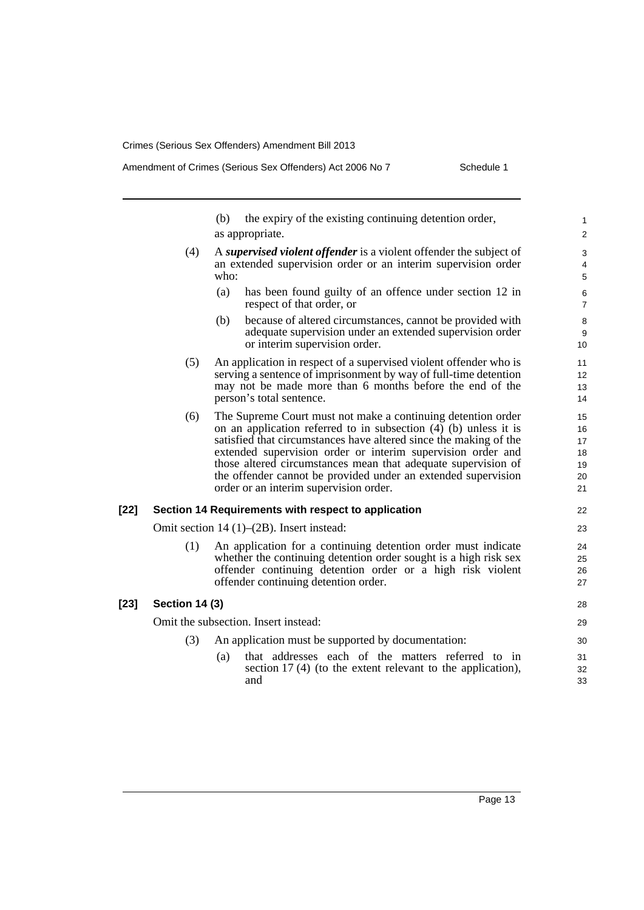(b) the expiry of the existing continuing detention order,

as appropriate.

(4) A ***supervised violent offender*** is a violent offender the subject of an extended supervision order or an interim supervision order who:

(a) has been found guilty of an offence under section 12 in respect of that order, or

(b) because of altered circumstances, cannot be provided with adequate supervision under an extended supervision order or interim supervision order.

(5) An application in respect of a supervised violent offender who is serving a sentence of imprisonment by way of full-time detention may not be made more than 6 months before the end of the person's total sentence.

(6) The Supreme Court must not make a continuing detention order on an application referred to in subsection (4) (b) unless it is satisfied that circumstances have altered since the making of the extended supervision order or interim supervision order and those altered circumstances mean that adequate supervision of the offender cannot be provided under an extended supervision order or an interim supervision order.

**[22] Section 14 Requirements with respect to application**

Omit section 14 (1)–(2B). Insert instead:

(1) An application for a continuing detention order must indicate whether the continuing detention order sought is a high risk sex offender continuing detention order or a high risk violent offender continuing detention order.

**[23] Section 14 (3)**

Omit the subsection. Insert instead:

(3) An application must be supported by documentation:

(a) that addresses each of the matters referred to in section 17 (4) (to the extent relevant to the application), and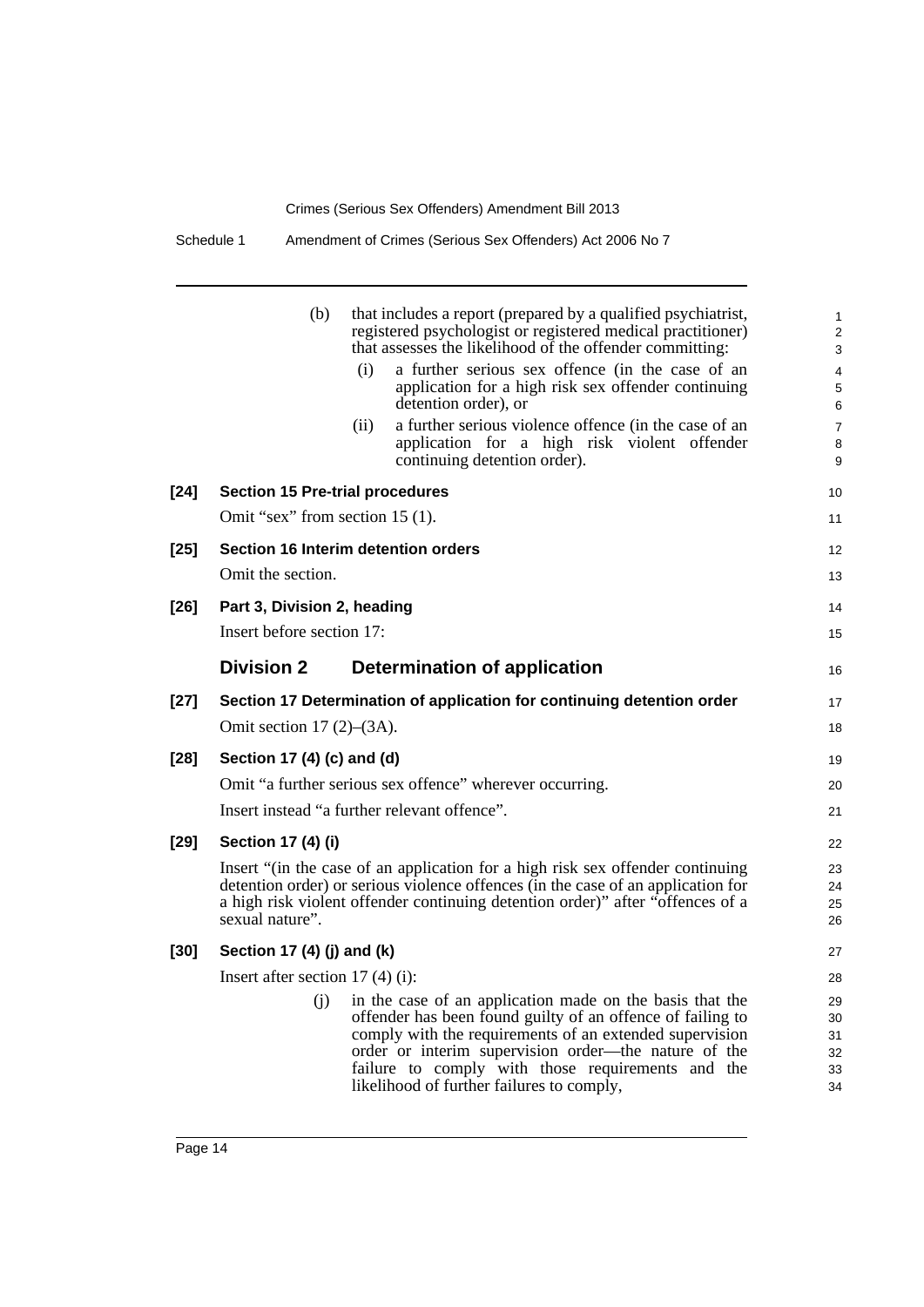(b) that includes a report (prepared by a qualified psychiatrist, registered psychologist or registered medical practitioner) that assesses the likelihood of the offender committing:

  (i) a further serious sex offence (in the case of an application for a high risk sex offender continuing detention order), or

  (ii) a further serious violence offence (in the case of an application for a high risk violent offender continuing detention order).

**[24] Section 15 Pre-trial procedures**

Omit "sex" from section 15 (1).

**[25] Section 16 Interim detention orders**

Omit the section.

**[26] Part 3, Division 2, heading**

Insert before section 17:

## Division 2 Determination of application

**[27] Section 17 Determination of application for continuing detention order**

Omit section 17 (2)–(3A).

**[28] Section 17 (4) (c) and (d)**

Omit "a further serious sex offence" wherever occurring.

Insert instead "a further relevant offence".

**[29] Section 17 (4) (i)**

Insert "(in the case of an application for a high risk sex offender continuing detention order) or serious violence offences (in the case of an application for a high risk violent offender continuing detention order)" after "offences of a sexual nature".

**[30] Section 17 (4) (j) and (k)**

Insert after section 17 (4) (i):

(j) in the case of an application made on the basis that the offender has been found guilty of an offence of failing to comply with the requirements of an extended supervision order or interim supervision order—the nature of the failure to comply with those requirements and the likelihood of further failures to comply,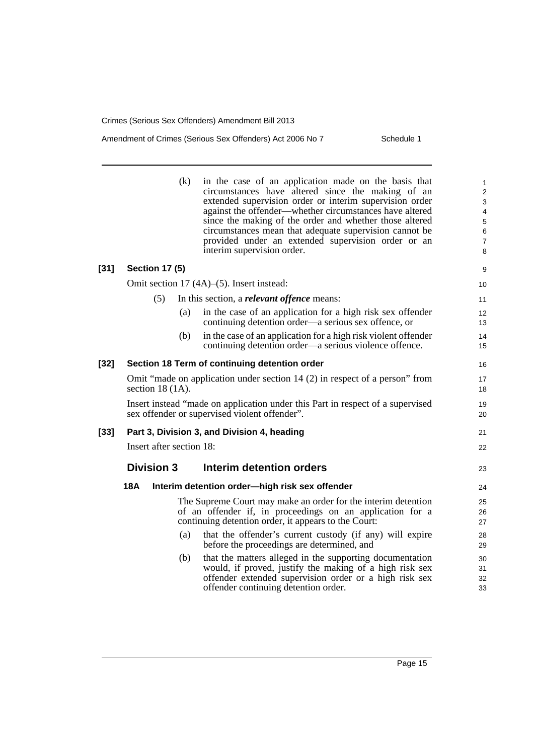(k) in the case of an application made on the basis that circumstances have altered since the making of an extended supervision order or interim supervision order against the offender—whether circumstances have altered since the making of the order and whether those altered circumstances mean that adequate supervision cannot be provided under an extended supervision order or an interim supervision order.

**[31] Section 17 (5)**

Omit section 17 (4A)–(5). Insert instead:

(5) In this section, a ***relevant offence*** means:

(a) in the case of an application for a high risk sex offender continuing detention order—a serious sex offence, or

(b) in the case of an application for a high risk violent offender continuing detention order—a serious violence offence.

**[32] Section 18 Term of continuing detention order**

Omit "made on application under section 14 (2) in respect of a person" from section 18 (1A).

Insert instead "made on application under this Part in respect of a supervised sex offender or supervised violent offender".

**[33] Part 3, Division 3, and Division 4, heading**

Insert after section 18:

## Division 3 Interim detention orders

### 18A Interim detention order—high risk sex offender

The Supreme Court may make an order for the interim detention of an offender if, in proceedings on an application for a continuing detention order, it appears to the Court:

(a) that the offender's current custody (if any) will expire before the proceedings are determined, and

(b) that the matters alleged in the supporting documentation would, if proved, justify the making of a high risk sex offender extended supervision order or a high risk sex offender continuing detention order.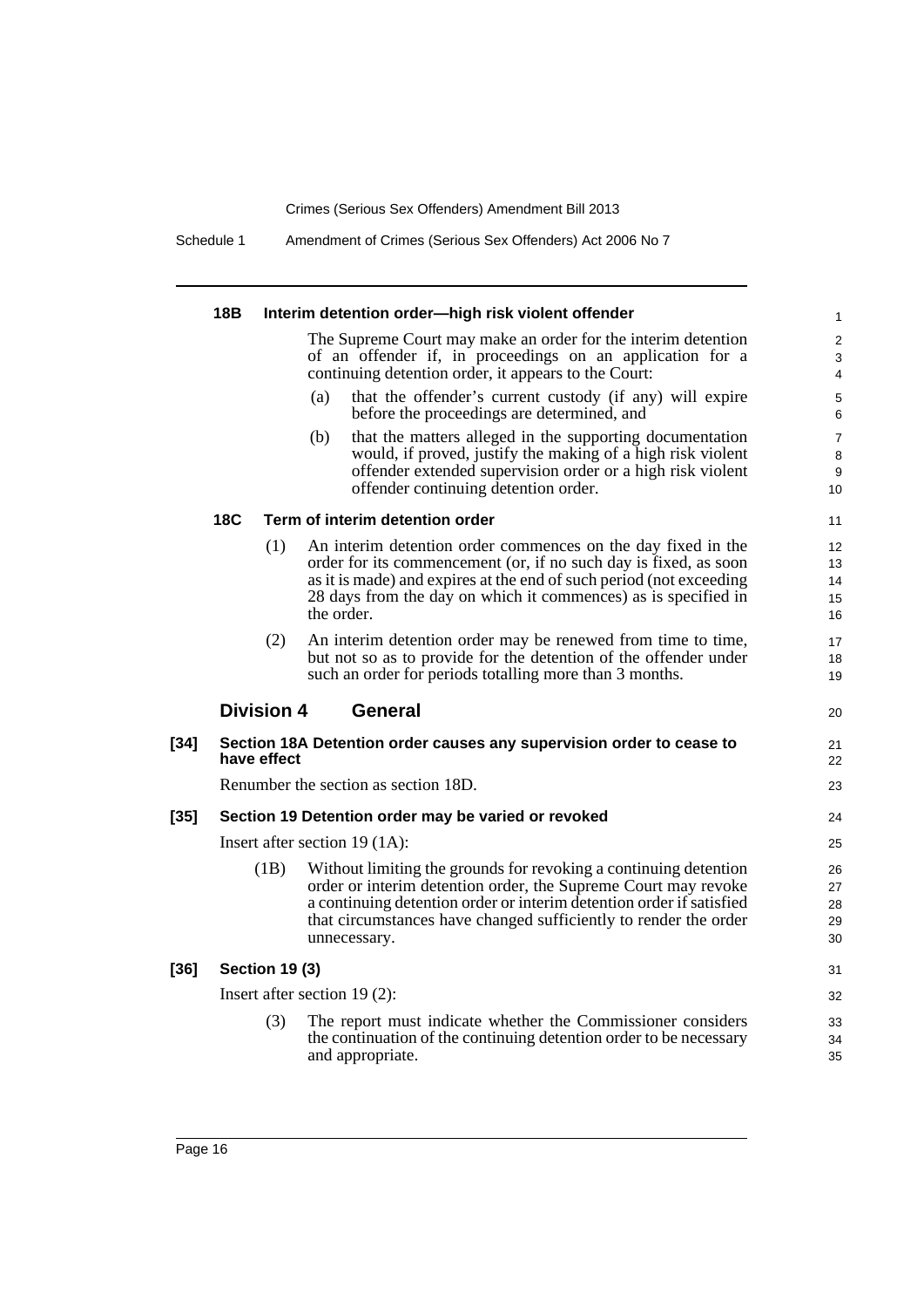#### 18B Interim detention order—high risk violent offender

The Supreme Court may make an order for the interim detention of an offender if, in proceedings on an application for a continuing detention order, it appears to the Court:

(a) that the offender's current custody (if any) will expire before the proceedings are determined, and

(b) that the matters alleged in the supporting documentation would, if proved, justify the making of a high risk violent offender extended supervision order or a high risk violent offender continuing detention order.

#### 18C Term of interim detention order

(1) An interim detention order commences on the day fixed in the order for its commencement (or, if no such day is fixed, as soon as it is made) and expires at the end of such period (not exceeding 28 days from the day on which it commences) as is specified in the order.

(2) An interim detention order may be renewed from time to time, but not so as to provide for the detention of the offender under such an order for periods totalling more than 3 months.

### Division 4 General

**[34] Section 18A Detention order causes any supervision order to cease to have effect**

Renumber the section as section 18D.

**[35] Section 19 Detention order may be varied or revoked**

Insert after section 19 (1A):

(1B) Without limiting the grounds for revoking a continuing detention order or interim detention order, the Supreme Court may revoke a continuing detention order or interim detention order if satisfied that circumstances have changed sufficiently to render the order unnecessary.

**[36] Section 19 (3)**

Insert after section 19 (2):

(3) The report must indicate whether the Commissioner considers the continuation of the continuing detention order to be necessary and appropriate.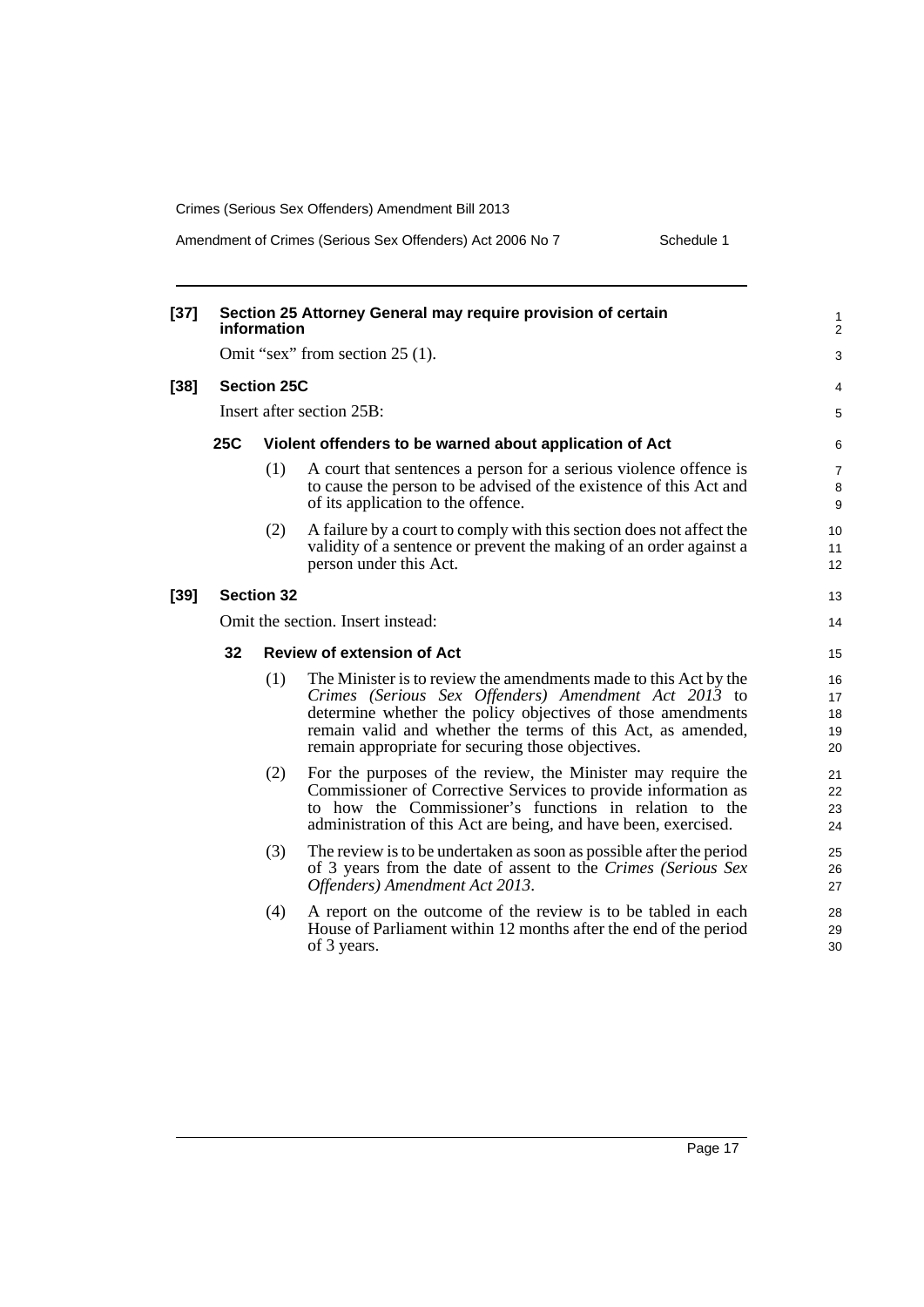**[37] Section 25 Attorney General may require provision of certain information**

Omit "sex" from section 25 (1).

**[38] Section 25C**

Insert after section 25B:

**25C Violent offenders to be warned about application of Act**

(1) A court that sentences a person for a serious violence offence is to cause the person to be advised of the existence of this Act and of its application to the offence.

(2) A failure by a court to comply with this section does not affect the validity of a sentence or prevent the making of an order against a person under this Act.

**[39] Section 32**

Omit the section. Insert instead:

**32 Review of extension of Act**

(1) The Minister is to review the amendments made to this Act by the *Crimes (Serious Sex Offenders) Amendment Act 2013* to determine whether the policy objectives of those amendments remain valid and whether the terms of this Act, as amended, remain appropriate for securing those objectives.

(2) For the purposes of the review, the Minister may require the Commissioner of Corrective Services to provide information as to how the Commissioner's functions in relation to the administration of this Act are being, and have been, exercised.

(3) The review is to be undertaken as soon as possible after the period of 3 years from the date of assent to the *Crimes (Serious Sex Offenders) Amendment Act 2013*.

(4) A report on the outcome of the review is to be tabled in each House of Parliament within 12 months after the end of the period of 3 years.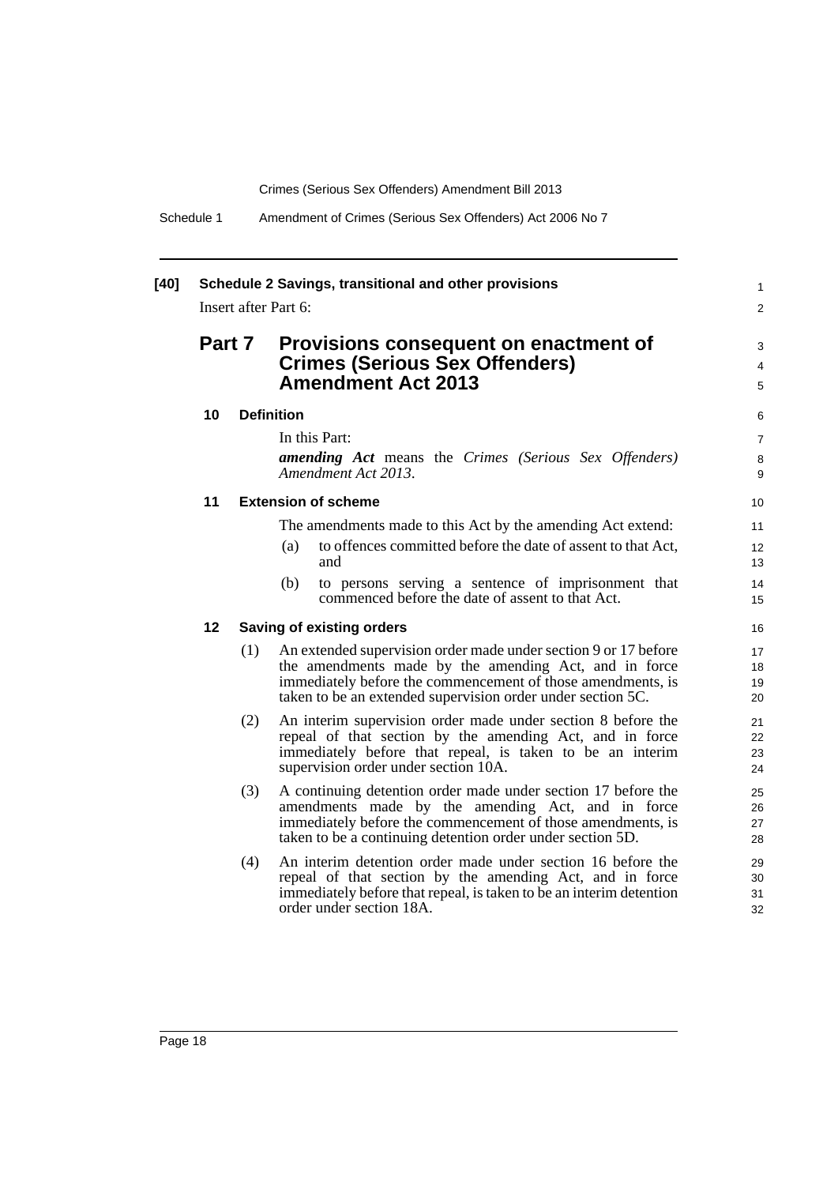**[40] Schedule 2 Savings, transitional and other provisions**

Insert after Part 6:

## Part 7 Provisions consequent on enactment of Crimes (Serious Sex Offenders) Amendment Act 2013

### 10 Definition

In this Part:

***amending Act*** means the *Crimes (Serious Sex Offenders) Amendment Act 2013*.

### 11 Extension of scheme

The amendments made to this Act by the amending Act extend:

(a) to offences committed before the date of assent to that Act, and

(b) to persons serving a sentence of imprisonment that commenced before the date of assent to that Act.

### 12 Saving of existing orders

(1) An extended supervision order made under section 9 or 17 before the amendments made by the amending Act, and in force immediately before the commencement of those amendments, is taken to be an extended supervision order under section 5C.

(2) An interim supervision order made under section 8 before the repeal of that section by the amending Act, and in force immediately before that repeal, is taken to be an interim supervision order under section 10A.

(3) A continuing detention order made under section 17 before the amendments made by the amending Act, and in force immediately before the commencement of those amendments, is taken to be a continuing detention order under section 5D.

(4) An interim detention order made under section 16 before the repeal of that section by the amending Act, and in force immediately before that repeal, is taken to be an interim detention order under section 18A.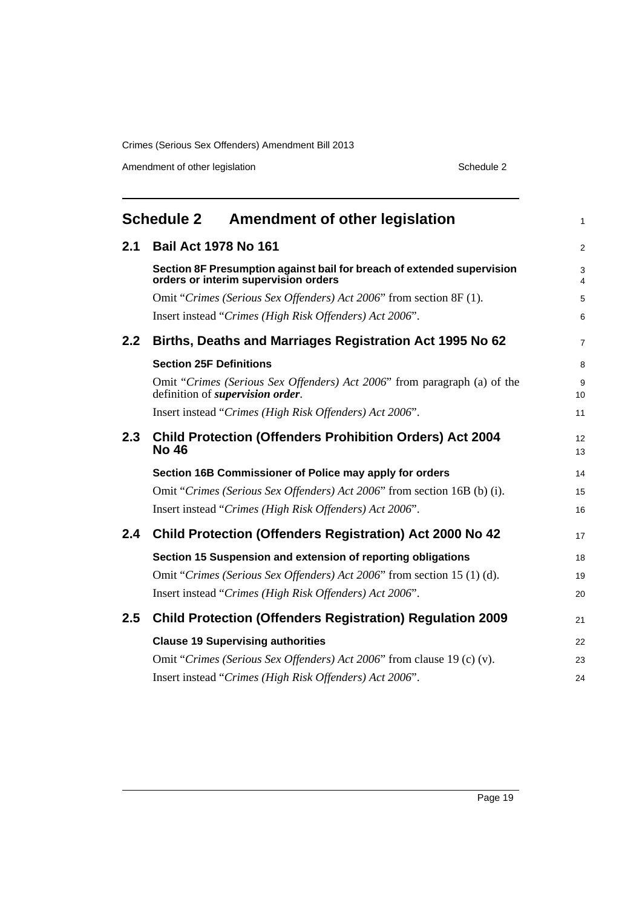## Schedule 2 Amendment of other legislation

### 2.1 Bail Act 1978 No 161

**Section 8F Presumption against bail for breach of extended supervision orders or interim supervision orders**

Omit "*Crimes (Serious Sex Offenders) Act 2006*" from section 8F (1).

Insert instead "*Crimes (High Risk Offenders) Act 2006*".

### 2.2 Births, Deaths and Marriages Registration Act 1995 No 62

**Section 25F Definitions**

Omit "*Crimes (Serious Sex Offenders) Act 2006*" from paragraph (a) of the definition of ***supervision order***.

Insert instead "*Crimes (High Risk Offenders) Act 2006*".

### 2.3 Child Protection (Offenders Prohibition Orders) Act 2004 No 46

**Section 16B Commissioner of Police may apply for orders**

Omit "*Crimes (Serious Sex Offenders) Act 2006*" from section 16B (b) (i).

Insert instead "*Crimes (High Risk Offenders) Act 2006*".

### 2.4 Child Protection (Offenders Registration) Act 2000 No 42

**Section 15 Suspension and extension of reporting obligations**

Omit "*Crimes (Serious Sex Offenders) Act 2006*" from section 15 (1) (d).

Insert instead "*Crimes (High Risk Offenders) Act 2006*".

### 2.5 Child Protection (Offenders Registration) Regulation 2009

**Clause 19 Supervising authorities**

Omit "*Crimes (Serious Sex Offenders) Act 2006*" from clause 19 (c) (v).

Insert instead "*Crimes (High Risk Offenders) Act 2006*".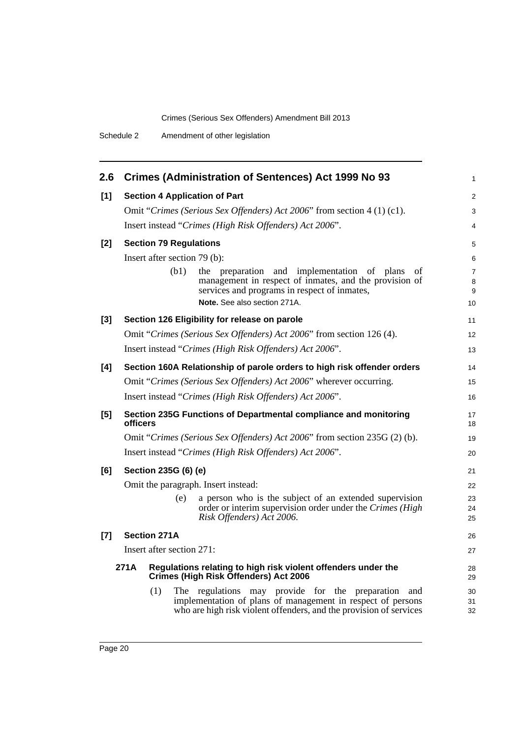## 2.6 Crimes (Administration of Sentences) Act 1999 No 93

**[1] Section 4 Application of Part**

Omit "*Crimes (Serious Sex Offenders) Act 2006*" from section 4 (1) (c1).

Insert instead "*Crimes (High Risk Offenders) Act 2006*".

**[2] Section 79 Regulations**

Insert after section 79 (b):

(b1) the preparation and implementation of plans of management in respect of inmates, and the provision of services and programs in respect of inmates,

**Note.** See also section 271A.

**[3] Section 126 Eligibility for release on parole**

Omit "*Crimes (Serious Sex Offenders) Act 2006*" from section 126 (4).

Insert instead "*Crimes (High Risk Offenders) Act 2006*".

**[4] Section 160A Relationship of parole orders to high risk offender orders**

Omit "*Crimes (Serious Sex Offenders) Act 2006*" wherever occurring.

Insert instead "*Crimes (High Risk Offenders) Act 2006*".

**[5] Section 235G Functions of Departmental compliance and monitoring officers**

Omit "*Crimes (Serious Sex Offenders) Act 2006*" from section 235G (2) (b).

Insert instead "*Crimes (High Risk Offenders) Act 2006*".

**[6] Section 235G (6) (e)**

Omit the paragraph. Insert instead:

(e) a person who is the subject of an extended supervision order or interim supervision order under the *Crimes (High Risk Offenders) Act 2006*.

**[7] Section 271A**

Insert after section 271:

**271A Regulations relating to high risk violent offenders under the Crimes (High Risk Offenders) Act 2006**

(1) The regulations may provide for the preparation and implementation of plans of management in respect of persons who are high risk violent offenders, and the provision of services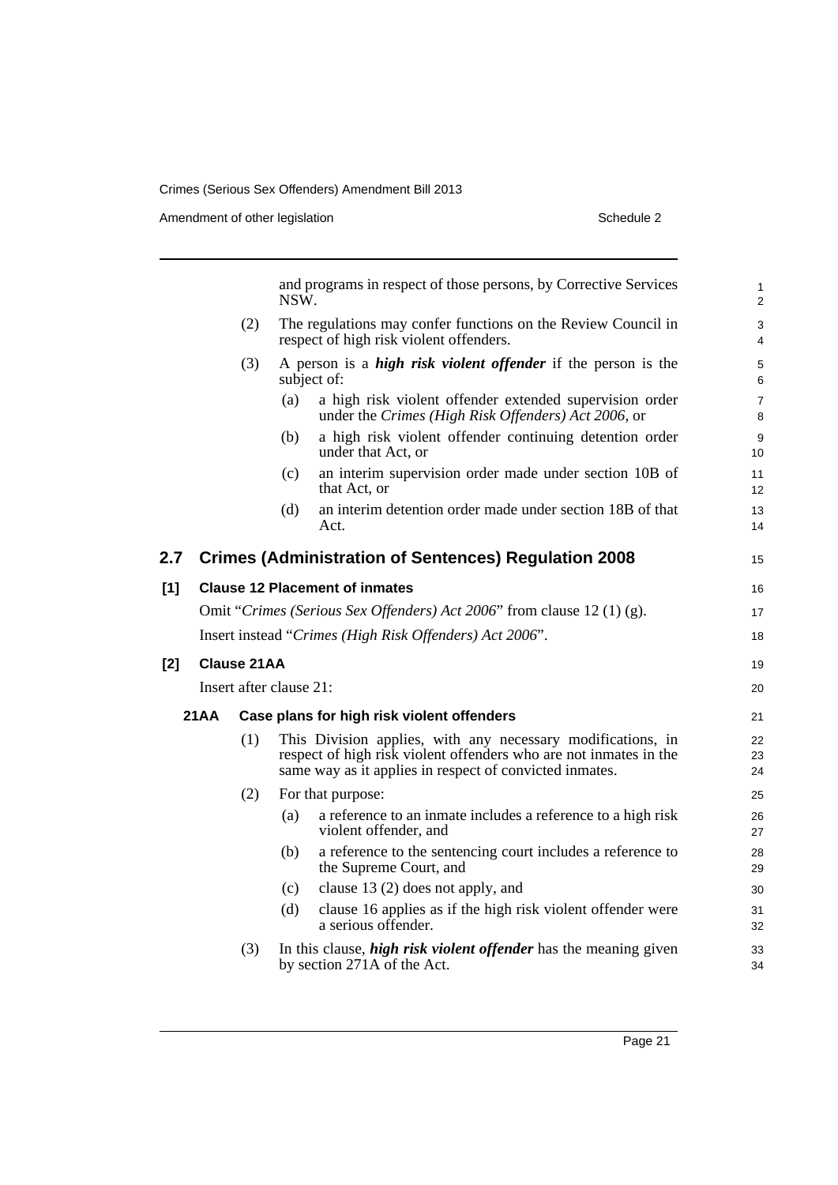and programs in respect of those persons, by Corrective Services NSW.

(2) The regulations may confer functions on the Review Council in respect of high risk violent offenders.

(3) A person is a ***high risk violent offender*** if the person is the subject of:

(a) a high risk violent offender extended supervision order under the *Crimes (High Risk Offenders) Act 2006*, or

(b) a high risk violent offender continuing detention order under that Act, or

(c) an interim supervision order made under section 10B of that Act, or

(d) an interim detention order made under section 18B of that Act.

## 2.7 Crimes (Administration of Sentences) Regulation 2008

### [1] Clause 12 Placement of inmates

Omit "*Crimes (Serious Sex Offenders) Act 2006*" from clause 12 (1) (g).

Insert instead "*Crimes (High Risk Offenders) Act 2006*".

### [2] Clause 21AA

Insert after clause 21:

**21AA Case plans for high risk violent offenders**

(1) This Division applies, with any necessary modifications, in respect of high risk violent offenders who are not inmates in the same way as it applies in respect of convicted inmates.

(2) For that purpose:

(a) a reference to an inmate includes a reference to a high risk violent offender, and

(b) a reference to the sentencing court includes a reference to the Supreme Court, and

(c) clause 13 (2) does not apply, and

(d) clause 16 applies as if the high risk violent offender were a serious offender.

(3) In this clause, ***high risk violent offender*** has the meaning given by section 271A of the Act.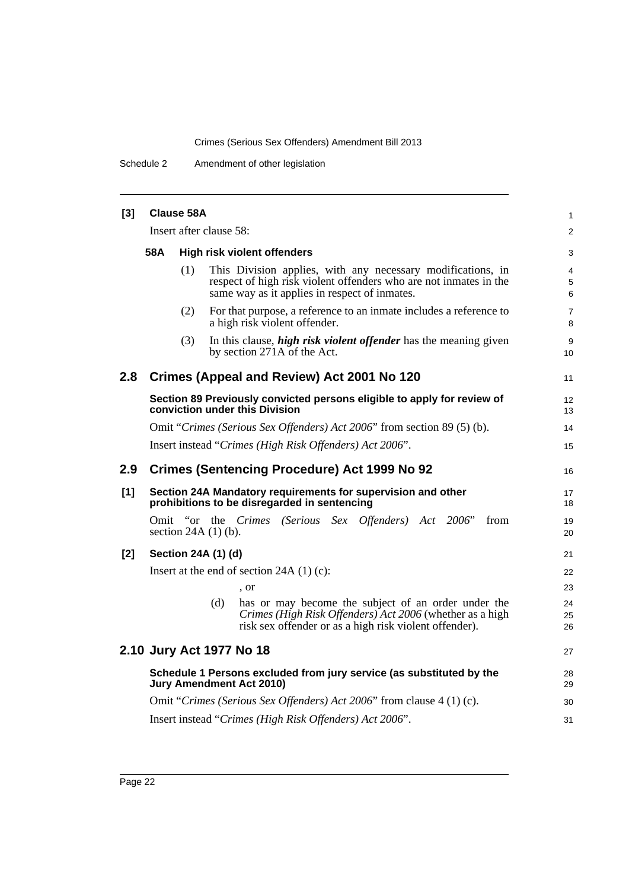**[3] Clause 58A**

Insert after clause 58:

**58A High risk violent offenders**

(1) This Division applies, with any necessary modifications, in respect of high risk violent offenders who are not inmates in the same way as it applies in respect of inmates.

(2) For that purpose, a reference to an inmate includes a reference to a high risk violent offender.

(3) In this clause, ***high risk violent offender*** has the meaning given by section 271A of the Act.

## 2.8 Crimes (Appeal and Review) Act 2001 No 120

**Section 89 Previously convicted persons eligible to apply for review of conviction under this Division**

Omit "*Crimes (Serious Sex Offenders) Act 2006*" from section 89 (5) (b).

Insert instead "*Crimes (High Risk Offenders) Act 2006*".

## 2.9 Crimes (Sentencing Procedure) Act 1999 No 92

**[1] Section 24A Mandatory requirements for supervision and other prohibitions to be disregarded in sentencing**

Omit "or the *Crimes (Serious Sex Offenders) Act 2006*" from section 24A (1) (b).

**[2] Section 24A (1) (d)**

Insert at the end of section 24A (1) (c):

, or

(d) has or may become the subject of an order under the *Crimes (High Risk Offenders) Act 2006* (whether as a high risk sex offender or as a high risk violent offender).

## 2.10 Jury Act 1977 No 18

**Schedule 1 Persons excluded from jury service (as substituted by the Jury Amendment Act 2010)**

Omit "*Crimes (Serious Sex Offenders) Act 2006*" from clause 4 (1) (c).

Insert instead "*Crimes (High Risk Offenders) Act 2006*".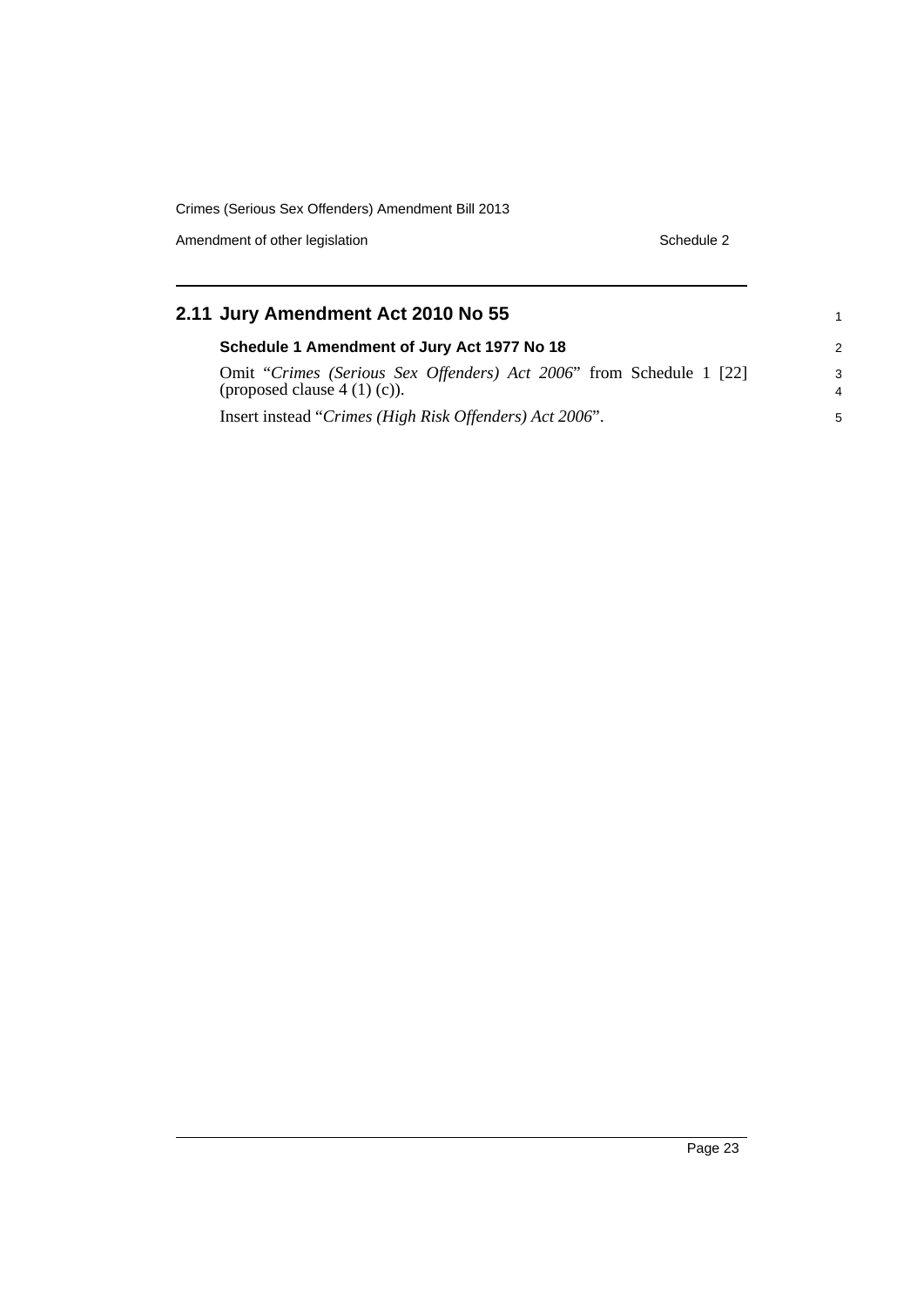## 2.11 Jury Amendment Act 2010 No 55

### Schedule 1 Amendment of Jury Act 1977 No 18

Omit "*Crimes (Serious Sex Offenders) Act 2006*" from Schedule 1 [22] (proposed clause 4 (1) (c)).

Insert instead "*Crimes (High Risk Offenders) Act 2006*".